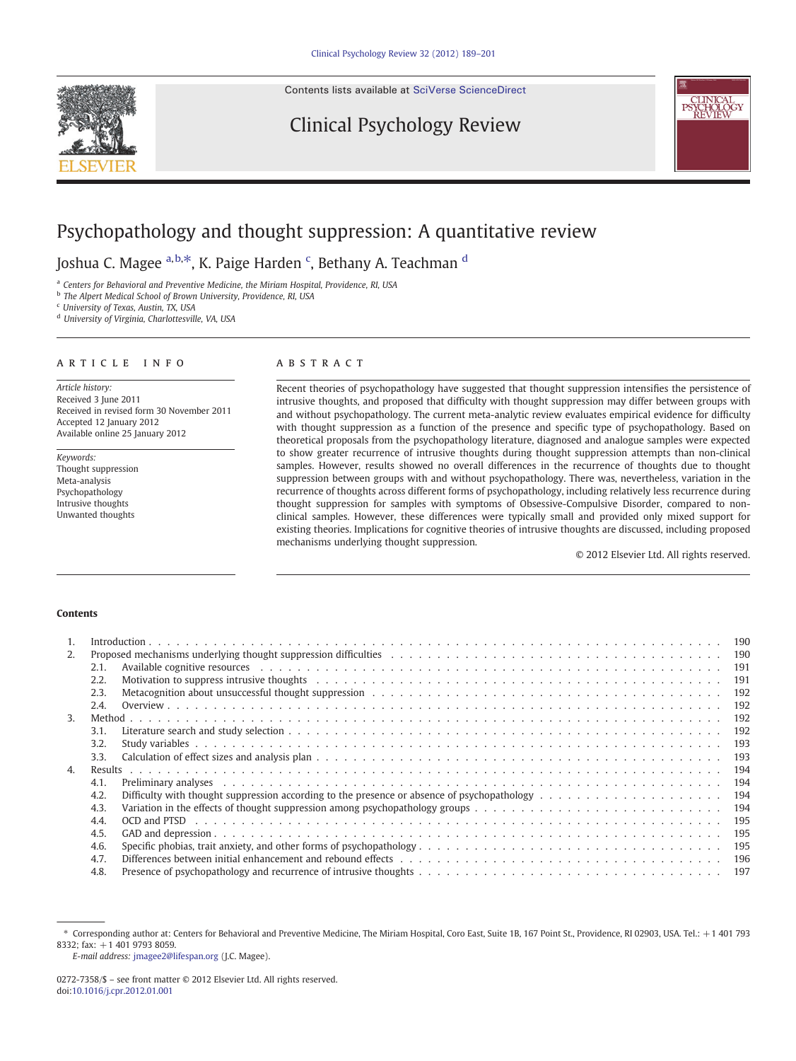Contents lists available at SciVerse ScienceDirect

# Clinical Psychology Review

# Psychopathology and thought suppression: A quantitative review

Joshua C. Magee [a,b,*], K. Paige Harden [c], Bethany A. Teachman [d]

[a] Centers for Behavioral and Preventive Medicine, the Miriam Hospital, Providence, RI, USA
[b] The Alpert Medical School of Brown University, Providence, RI, USA
[c] University of Texas, Austin, TX, USA
[d] University of Virginia, Charlottesville, VA, USA

## ARTICLE INFO

*Article history:*
Received 3 June 2011
Received in revised form 30 November 2011
Accepted 12 January 2012
Available online 25 January 2012

*Keywords:*
Thought suppression
Meta-analysis
Psychopathology
Intrusive thoughts
Unwanted thoughts

## ABSTRACT

Recent theories of psychopathology have suggested that thought suppression intensifies the persistence of intrusive thoughts, and proposed that difficulty with thought suppression may differ between groups with and without psychopathology. The current meta-analytic review evaluates empirical evidence for difficulty with thought suppression as a function of the presence and specific type of psychopathology. Based on theoretical proposals from the psychopathology literature, diagnosed and analogue samples were expected to show greater recurrence of intrusive thoughts during thought suppression attempts than non-clinical samples. However, results showed no overall differences in the recurrence of thoughts due to thought suppression between groups with and without psychopathology. There was, nevertheless, variation in the recurrence of thoughts across different forms of psychopathology, including relatively less recurrence during thought suppression for samples with symptoms of Obsessive-Compulsive Disorder, compared to non-clinical samples. However, these differences were typically small and provided only mixed support for existing theories. Implications for cognitive theories of intrusive thoughts are discussed, including proposed mechanisms underlying thought suppression.

© 2012 Elsevier Ltd. All rights reserved.

## Contents

| | | |
|---|---|---|
| 1. | Introduction | 190 |
| 2. | Proposed mechanisms underlying thought suppression difficulties | 190 |
| | 2.1. Available cognitive resources | 191 |
| | 2.2. Motivation to suppress intrusive thoughts | 191 |
| | 2.3. Metacognition about unsuccessful thought suppression | 192 |
| | 2.4. Overview | 192 |
| 3. | Method | 192 |
| | 3.1. Literature search and study selection | 192 |
| | 3.2. Study variables | 193 |
| | 3.3. Calculation of effect sizes and analysis plan | 193 |
| 4. | Results | 194 |
| | 4.1. Preliminary analyses | 194 |
| | 4.2. Difficulty with thought suppression according to the presence or absence of psychopathology | 194 |
| | 4.3. Variation in the effects of thought suppression among psychopathology groups | 194 |
| | 4.4. OCD and PTSD | 195 |
| | 4.5. GAD and depression | 195 |
| | 4.6. Specific phobias, trait anxiety, and other forms of psychopathology | 195 |
| | 4.7. Differences between initial enhancement and rebound effects | 196 |
| | 4.8. Presence of psychopathology and recurrence of intrusive thoughts | 197 |

\* Corresponding author at: Centers for Behavioral and Preventive Medicine, The Miriam Hospital, Coro East, Suite 1B, 167 Point St., Providence, RI 02903, USA. Tel.: +1 401 793 8332; fax: +1 401 9793 8059.
*E-mail address:* jmagee2@lifespan.org (J.C. Magee).

0272-7358/$ – see front matter © 2012 Elsevier Ltd. All rights reserved.
doi:10.1016/j.cpr.2012.01.001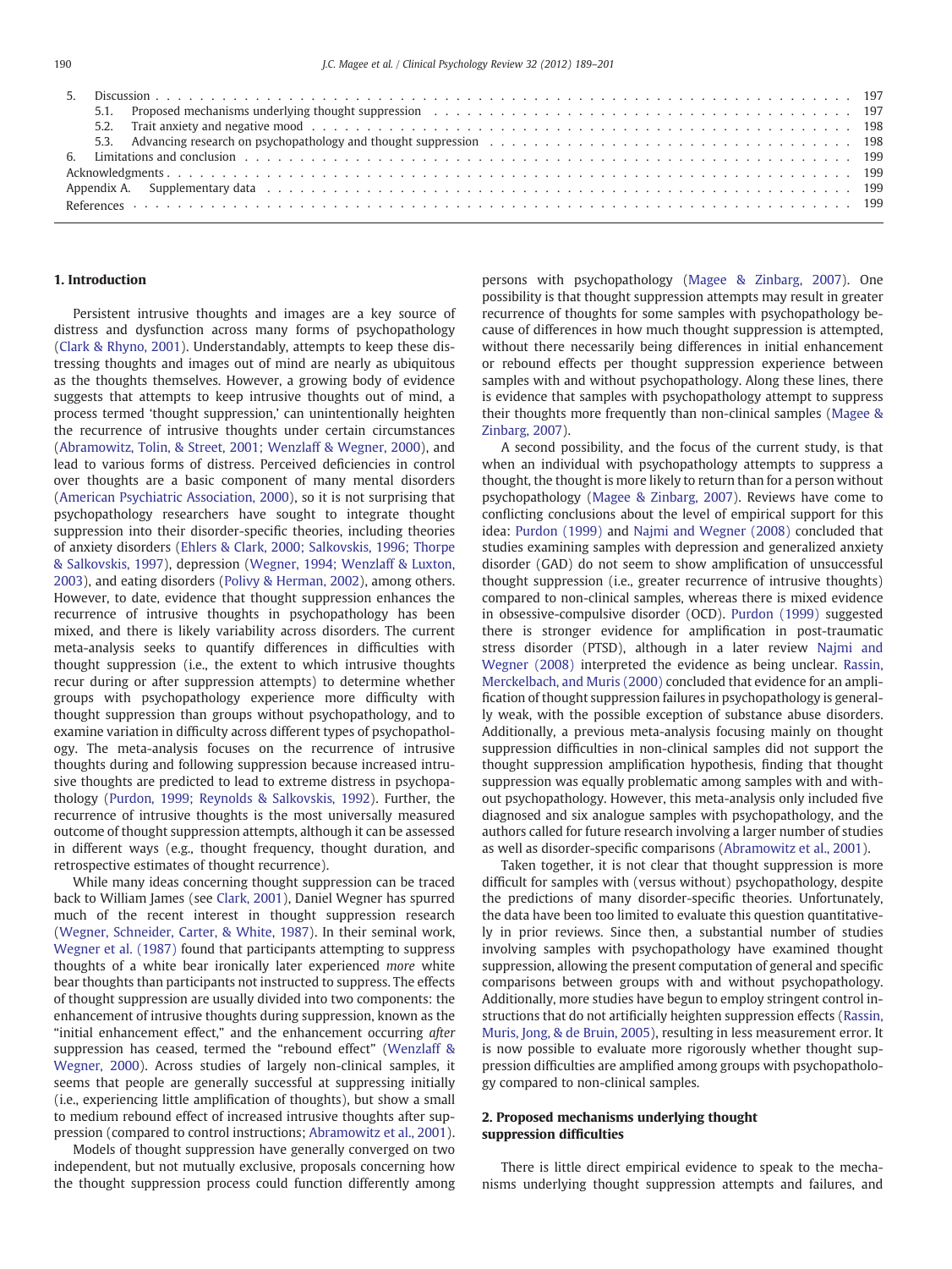5. Discussion . . . 197
   5.1. Proposed mechanisms underlying thought suppression . . . 197
   5.2. Trait anxiety and negative mood . . . 198
   5.3. Advancing research on psychopathology and thought suppression . . . 198
6. Limitations and conclusion . . . 199

Acknowledgments . . . 199

Appendix A. Supplementary data . . . 199

References . . . 199

## 1. Introduction

Persistent intrusive thoughts and images are a key source of distress and dysfunction across many forms of psychopathology (Clark & Rhyno, 2001). Understandably, attempts to keep these distressing thoughts and images out of mind are nearly as ubiquitous as the thoughts themselves. However, a growing body of evidence suggests that attempts to keep intrusive thoughts out of mind, a process termed 'thought suppression,' can unintentionally heighten the recurrence of intrusive thoughts under certain circumstances (Abramowitz, Tolin, & Street, 2001; Wenzlaff & Wegner, 2000), and lead to various forms of distress. Perceived deficiencies in control over thoughts are a basic component of many mental disorders (American Psychiatric Association, 2000), so it is not surprising that psychopathology researchers have sought to integrate thought suppression into their disorder-specific theories, including theories of anxiety disorders (Ehlers & Clark, 2000; Salkovskis, 1996; Thorpe & Salkovskis, 1997), depression (Wegner, 1994; Wenzlaff & Luxton, 2003), and eating disorders (Polivy & Herman, 2002), among others. However, to date, evidence that thought suppression enhances the recurrence of intrusive thoughts in psychopathology has been mixed, and there is likely variability across disorders. The current meta-analysis seeks to quantify differences in difficulties with thought suppression (i.e., the extent to which intrusive thoughts recur during or after suppression attempts) to determine whether groups with psychopathology experience more difficulty with thought suppression than groups without psychopathology, and to examine variation in difficulty across different types of psychopathology. The meta-analysis focuses on the recurrence of intrusive thoughts during and following suppression because increased intrusive thoughts are predicted to lead to extreme distress in psychopathology (Purdon, 1999; Reynolds & Salkovskis, 1992). Further, the recurrence of intrusive thoughts is the most universally measured outcome of thought suppression attempts, although it can be assessed in different ways (e.g., thought frequency, thought duration, and retrospective estimates of thought recurrence).

While many ideas concerning thought suppression can be traced back to William James (see Clark, 2001), Daniel Wegner has spurred much of the recent interest in thought suppression research (Wegner, Schneider, Carter, & White, 1987). In their seminal work, Wegner et al. (1987) found that participants attempting to suppress thoughts of a white bear ironically later experienced *more* white bear thoughts than participants not instructed to suppress. The effects of thought suppression are usually divided into two components: the enhancement of intrusive thoughts during suppression, known as the "initial enhancement effect," and the enhancement occurring *after* suppression has ceased, termed the "rebound effect" (Wenzlaff & Wegner, 2000). Across studies of largely non-clinical samples, it seems that people are generally successful at suppressing initially (i.e., experiencing little amplification of thoughts), but show a small to medium rebound effect of increased intrusive thoughts after suppression (compared to control instructions; Abramowitz et al., 2001).

Models of thought suppression have generally converged on two independent, but not mutually exclusive, proposals concerning how the thought suppression process could function differently among persons with psychopathology (Magee & Zinbarg, 2007). One possibility is that thought suppression attempts may result in greater recurrence of thoughts for some samples with psychopathology because of differences in how much thought suppression is attempted, without there necessarily being differences in initial enhancement or rebound effects per thought suppression experience between samples with and without psychopathology. Along these lines, there is evidence that samples with psychopathology attempt to suppress their thoughts more frequently than non-clinical samples (Magee & Zinbarg, 2007).

A second possibility, and the focus of the current study, is that when an individual with psychopathology attempts to suppress a thought, the thought is more likely to return than for a person without psychopathology (Magee & Zinbarg, 2007). Reviews have come to conflicting conclusions about the level of empirical support for this idea: Purdon (1999) and Najmi and Wegner (2008) concluded that studies examining samples with depression and generalized anxiety disorder (GAD) do not seem to show amplification of unsuccessful thought suppression (i.e., greater recurrence of intrusive thoughts) compared to non-clinical samples, whereas there is mixed evidence in obsessive-compulsive disorder (OCD). Purdon (1999) suggested there is stronger evidence for amplification in post-traumatic stress disorder (PTSD), although in a later review Najmi and Wegner (2008) interpreted the evidence as being unclear. Rassin, Merckelbach, and Muris (2000) concluded that evidence for an amplification of thought suppression failures in psychopathology is generally weak, with the possible exception of substance abuse disorders. Additionally, a previous meta-analysis focusing mainly on thought suppression difficulties in non-clinical samples did not support the thought suppression amplification hypothesis, finding that thought suppression was equally problematic among samples with and without psychopathology. However, this meta-analysis only included five diagnosed and six analogue samples with psychopathology, and the authors called for future research involving a larger number of studies as well as disorder-specific comparisons (Abramowitz et al., 2001).

Taken together, it is not clear that thought suppression is more difficult for samples with (versus without) psychopathology, despite the predictions of many disorder-specific theories. Unfortunately, the data have been too limited to evaluate this question quantitatively in prior reviews. Since then, a substantial number of studies involving samples with psychopathology have examined thought suppression, allowing the present computation of general and specific comparisons between groups with and without psychopathology. Additionally, more studies have begun to employ stringent control instructions that do not artificially heighten suppression effects (Rassin, Muris, Jong, & de Bruin, 2005), resulting in less measurement error. It is now possible to evaluate more rigorously whether thought suppression difficulties are amplified among groups with psychopathology compared to non-clinical samples.

## 2. Proposed mechanisms underlying thought suppression difficulties

There is little direct empirical evidence to speak to the mechanisms underlying thought suppression attempts and failures, and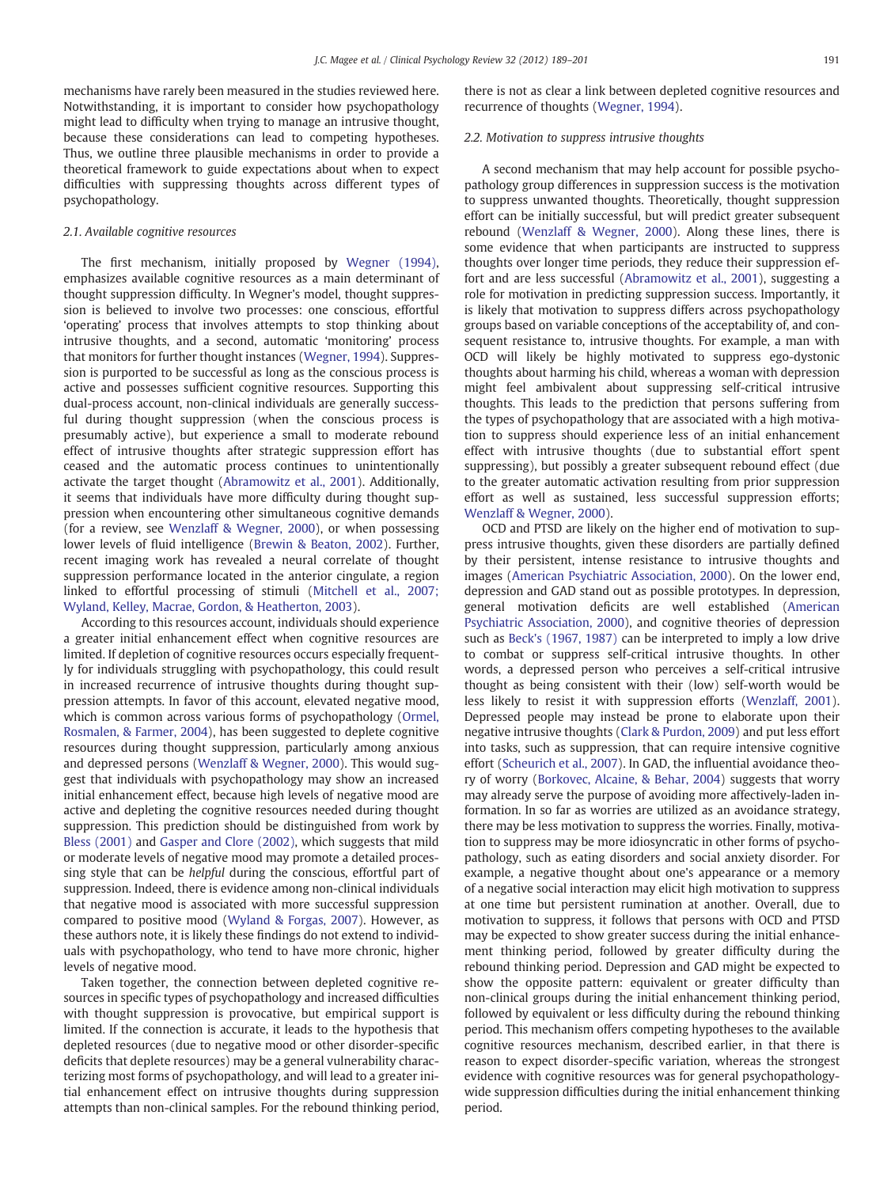mechanisms have rarely been measured in the studies reviewed here. Notwithstanding, it is important to consider how psychopathology might lead to difficulty when trying to manage an intrusive thought, because these considerations can lead to competing hypotheses. Thus, we outline three plausible mechanisms in order to provide a theoretical framework to guide expectations about when to expect difficulties with suppressing thoughts across different types of psychopathology.

### 2.1. Available cognitive resources

The first mechanism, initially proposed by Wegner (1994), emphasizes available cognitive resources as a main determinant of thought suppression difficulty. In Wegner's model, thought suppression is believed to involve two processes: one conscious, effortful 'operating' process that involves attempts to stop thinking about intrusive thoughts, and a second, automatic 'monitoring' process that monitors for further thought instances (Wegner, 1994). Suppression is purported to be successful as long as the conscious process is active and possesses sufficient cognitive resources. Supporting this dual-process account, non-clinical individuals are generally successful during thought suppression (when the conscious process is presumably active), but experience a small to moderate rebound effect of intrusive thoughts after strategic suppression effort has ceased and the automatic process continues to unintentionally activate the target thought (Abramowitz et al., 2001). Additionally, it seems that individuals have more difficulty during thought suppression when encountering other simultaneous cognitive demands (for a review, see Wenzlaff & Wegner, 2000), or when possessing lower levels of fluid intelligence (Brewin & Beaton, 2002). Further, recent imaging work has revealed a neural correlate of thought suppression performance located in the anterior cingulate, a region linked to effortful processing of stimuli (Mitchell et al., 2007; Wyland, Kelley, Macrae, Gordon, & Heatherton, 2003).

According to this resources account, individuals should experience a greater initial enhancement effect when cognitive resources are limited. If depletion of cognitive resources occurs especially frequently for individuals struggling with psychopathology, this could result in increased recurrence of intrusive thoughts during thought suppression attempts. In favor of this account, elevated negative mood, which is common across various forms of psychopathology (Ormel, Rosmalen, & Farmer, 2004), has been suggested to deplete cognitive resources during thought suppression, particularly among anxious and depressed persons (Wenzlaff & Wegner, 2000). This would suggest that individuals with psychopathology may show an increased initial enhancement effect, because high levels of negative mood are active and depleting the cognitive resources needed during thought suppression. This prediction should be distinguished from work by Bless (2001) and Gasper and Clore (2002), which suggests that mild or moderate levels of negative mood may promote a detailed processing style that can be *helpful* during the conscious, effortful part of suppression. Indeed, there is evidence among non-clinical individuals that negative mood is associated with more successful suppression compared to positive mood (Wyland & Forgas, 2007). However, as these authors note, it is likely these findings do not extend to individuals with psychopathology, who tend to have more chronic, higher levels of negative mood.

Taken together, the connection between depleted cognitive resources in specific types of psychopathology and increased difficulties with thought suppression is provocative, but empirical support is limited. If the connection is accurate, it leads to the hypothesis that depleted resources (due to negative mood or other disorder-specific deficits that deplete resources) may be a general vulnerability characterizing most forms of psychopathology, and will lead to a greater initial enhancement effect on intrusive thoughts during suppression attempts than non-clinical samples. For the rebound thinking period, there is not as clear a link between depleted cognitive resources and recurrence of thoughts (Wegner, 1994).

### 2.2. Motivation to suppress intrusive thoughts

A second mechanism that may help account for possible psychopathology group differences in suppression success is the motivation to suppress unwanted thoughts. Theoretically, thought suppression effort can be initially successful, but will predict greater subsequent rebound (Wenzlaff & Wegner, 2000). Along these lines, there is some evidence that when participants are instructed to suppress thoughts over longer time periods, they reduce their suppression effort and are less successful (Abramowitz et al., 2001), suggesting a role for motivation in predicting suppression success. Importantly, it is likely that motivation to suppress differs across psychopathology groups based on variable conceptions of the acceptability of, and consequent resistance to, intrusive thoughts. For example, a man with OCD will likely be highly motivated to suppress ego-dystonic thoughts about harming his child, whereas a woman with depression might feel ambivalent about suppressing self-critical intrusive thoughts. This leads to the prediction that persons suffering from the types of psychopathology that are associated with a high motivation to suppress should experience less of an initial enhancement effect with intrusive thoughts (due to substantial effort spent suppressing), but possibly a greater subsequent rebound effect (due to the greater automatic activation resulting from prior suppression effort as well as sustained, less successful suppression efforts; Wenzlaff & Wegner, 2000).

OCD and PTSD are likely on the higher end of motivation to suppress intrusive thoughts, given these disorders are partially defined by their persistent, intense resistance to intrusive thoughts and images (American Psychiatric Association, 2000). On the lower end, depression and GAD stand out as possible prototypes. In depression, general motivation deficits are well established (American Psychiatric Association, 2000), and cognitive theories of depression such as Beck's (1967, 1987) can be interpreted to imply a low drive to combat or suppress self-critical intrusive thoughts. In other words, a depressed person who perceives a self-critical intrusive thought as being consistent with their (low) self-worth would be less likely to resist it with suppression efforts (Wenzlaff, 2001). Depressed people may instead be prone to elaborate upon their negative intrusive thoughts (Clark & Purdon, 2009) and put less effort into tasks, such as suppression, that can require intensive cognitive effort (Scheurich et al., 2007). In GAD, the influential avoidance theory of worry (Borkovec, Alcaine, & Behar, 2004) suggests that worry may already serve the purpose of avoiding more affectively-laden information. In so far as worries are utilized as an avoidance strategy, there may be less motivation to suppress the worries. Finally, motivation to suppress may be more idiosyncratic in other forms of psychopathology, such as eating disorders and social anxiety disorder. For example, a negative thought about one's appearance or a memory of a negative social interaction may elicit high motivation to suppress at one time but persistent rumination at another. Overall, due to motivation to suppress, it follows that persons with OCD and PTSD may be expected to show greater success during the initial enhancement thinking period, followed by greater difficulty during the rebound thinking period. Depression and GAD might be expected to show the opposite pattern: equivalent or greater difficulty than non-clinical groups during the initial enhancement thinking period, followed by equivalent or less difficulty during the rebound thinking period. This mechanism offers competing hypotheses to the available cognitive resources mechanism, described earlier, in that there is reason to expect disorder-specific variation, whereas the strongest evidence with cognitive resources was for general psychopathology-wide suppression difficulties during the initial enhancement thinking period.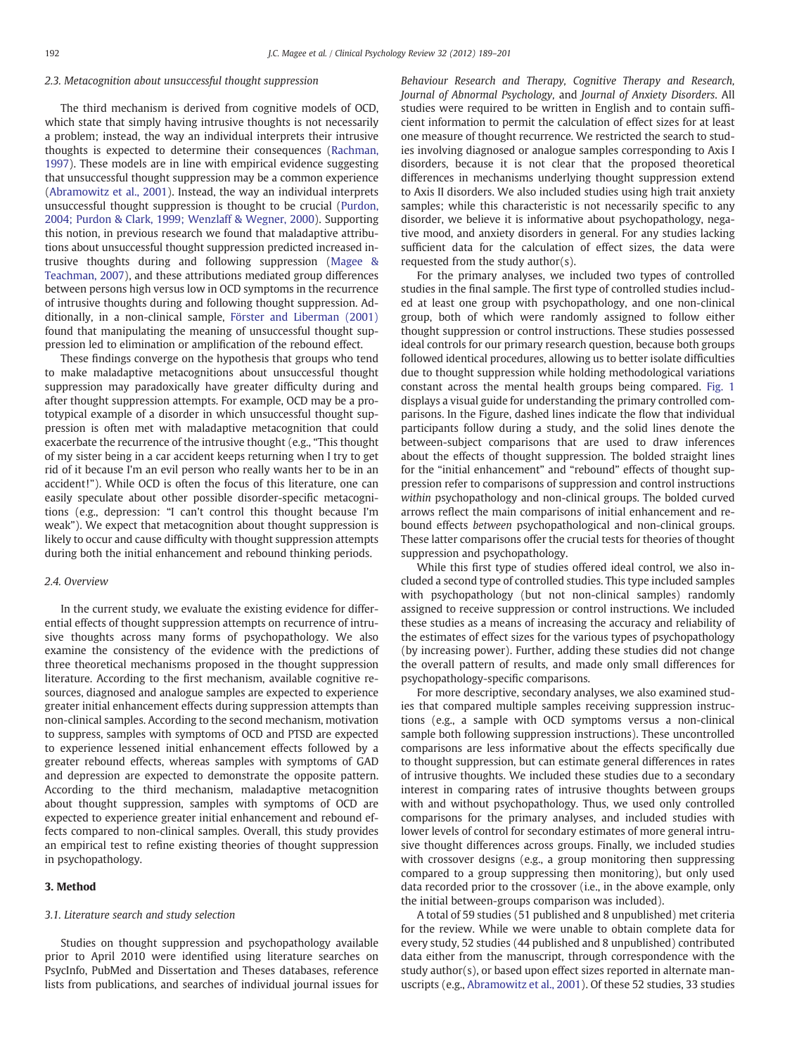### 2.3. Metacognition about unsuccessful thought suppression

The third mechanism is derived from cognitive models of OCD, which state that simply having intrusive thoughts is not necessarily a problem; instead, the way an individual interprets their intrusive thoughts is expected to determine their consequences (Rachman, 1997). These models are in line with empirical evidence suggesting that unsuccessful thought suppression may be a common experience (Abramowitz et al., 2001). Instead, the way an individual interprets unsuccessful thought suppression is thought to be crucial (Purdon, 2004; Purdon & Clark, 1999; Wenzlaff & Wegner, 2000). Supporting this notion, in previous research we found that maladaptive attributions about unsuccessful thought suppression predicted increased intrusive thoughts during and following suppression (Magee & Teachman, 2007), and these attributions mediated group differences between persons high versus low in OCD symptoms in the recurrence of intrusive thoughts during and following thought suppression. Additionally, in a non-clinical sample, Förster and Liberman (2001) found that manipulating the meaning of unsuccessful thought suppression led to elimination or amplification of the rebound effect.

These findings converge on the hypothesis that groups who tend to make maladaptive metacognitions about unsuccessful thought suppression may paradoxically have greater difficulty during and after thought suppression attempts. For example, OCD may be a prototypical example of a disorder in which unsuccessful thought suppression is often met with maladaptive metacognition that could exacerbate the recurrence of the intrusive thought (e.g., "This thought of my sister being in a car accident keeps returning when I try to get rid of it because I'm an evil person who really wants her to be in an accident!"). While OCD is often the focus of this literature, one can easily speculate about other possible disorder-specific metacognitions (e.g., depression: "I can't control this thought because I'm weak"). We expect that metacognition about thought suppression is likely to occur and cause difficulty with thought suppression attempts during both the initial enhancement and rebound thinking periods.

### 2.4. Overview

In the current study, we evaluate the existing evidence for differential effects of thought suppression attempts on recurrence of intrusive thoughts across many forms of psychopathology. We also examine the consistency of the evidence with the predictions of three theoretical mechanisms proposed in the thought suppression literature. According to the first mechanism, available cognitive resources, diagnosed and analogue samples are expected to experience greater initial enhancement effects during suppression attempts than non-clinical samples. According to the second mechanism, motivation to suppress, samples with symptoms of OCD and PTSD are expected to experience lessened initial enhancement effects followed by a greater rebound effects, whereas samples with symptoms of GAD and depression are expected to demonstrate the opposite pattern. According to the third mechanism, maladaptive metacognition about thought suppression, samples with symptoms of OCD are expected to experience greater initial enhancement and rebound effects compared to non-clinical samples. Overall, this study provides an empirical test to refine existing theories of thought suppression in psychopathology.

## 3. Method

### 3.1. Literature search and study selection

Studies on thought suppression and psychopathology available prior to April 2010 were identified using literature searches on PsycInfo, PubMed and Dissertation and Theses databases, reference lists from publications, and searches of individual journal issues for *Behaviour Research and Therapy, Cognitive Therapy and Research, Journal of Abnormal Psychology,* and *Journal of Anxiety Disorders*. All studies were required to be written in English and to contain sufficient information to permit the calculation of effect sizes for at least one measure of thought recurrence. We restricted the search to studies involving diagnosed or analogue samples corresponding to Axis I disorders, because it is not clear that the proposed theoretical differences in mechanisms underlying thought suppression extend to Axis II disorders. We also included studies using high trait anxiety samples; while this characteristic is not necessarily specific to any disorder, we believe it is informative about psychopathology, negative mood, and anxiety disorders in general. For any studies lacking sufficient data for the calculation of effect sizes, the data were requested from the study author(s).

For the primary analyses, we included two types of controlled studies in the final sample. The first type of controlled studies included at least one group with psychopathology, and one non-clinical group, both of which were randomly assigned to follow either thought suppression or control instructions. These studies possessed ideal controls for our primary research question, because both groups followed identical procedures, allowing us to better isolate difficulties due to thought suppression while holding methodological variations constant across the mental health groups being compared. Fig. 1 displays a visual guide for understanding the primary controlled comparisons. In the Figure, dashed lines indicate the flow that individual participants follow during a study, and the solid lines denote the between-subject comparisons that are used to draw inferences about the effects of thought suppression. The bolded straight lines for the "initial enhancement" and "rebound" effects of thought suppression refer to comparisons of suppression and control instructions *within* psychopathology and non-clinical groups. The bolded curved arrows reflect the main comparisons of initial enhancement and rebound effects *between* psychopathological and non-clinical groups. These latter comparisons offer the crucial tests for theories of thought suppression and psychopathology.

While this first type of studies offered ideal control, we also included a second type of controlled studies. This type included samples with psychopathology (but not non-clinical samples) randomly assigned to receive suppression or control instructions. We included these studies as a means of increasing the accuracy and reliability of the estimates of effect sizes for the various types of psychopathology (by increasing power). Further, adding these studies did not change the overall pattern of results, and made only small differences for psychopathology-specific comparisons.

For more descriptive, secondary analyses, we also examined studies that compared multiple samples receiving suppression instructions (e.g., a sample with OCD symptoms versus a non-clinical sample both following suppression instructions). These uncontrolled comparisons are less informative about the effects specifically due to thought suppression, but can estimate general differences in rates of intrusive thoughts. We included these studies due to a secondary interest in comparing rates of intrusive thoughts between groups with and without psychopathology. Thus, we used only controlled comparisons for the primary analyses, and included studies with lower levels of control for secondary estimates of more general intrusive thought differences across groups. Finally, we included studies with crossover designs (e.g., a group monitoring then suppressing compared to a group suppressing then monitoring), but only used data recorded prior to the crossover (i.e., in the above example, only the initial between-groups comparison was included).

A total of 59 studies (51 published and 8 unpublished) met criteria for the review. While we were unable to obtain complete data for every study, 52 studies (44 published and 8 unpublished) contributed data either from the manuscript, through correspondence with the study author(s), or based upon effect sizes reported in alternate manuscripts (e.g., Abramowitz et al., 2001). Of these 52 studies, 33 studies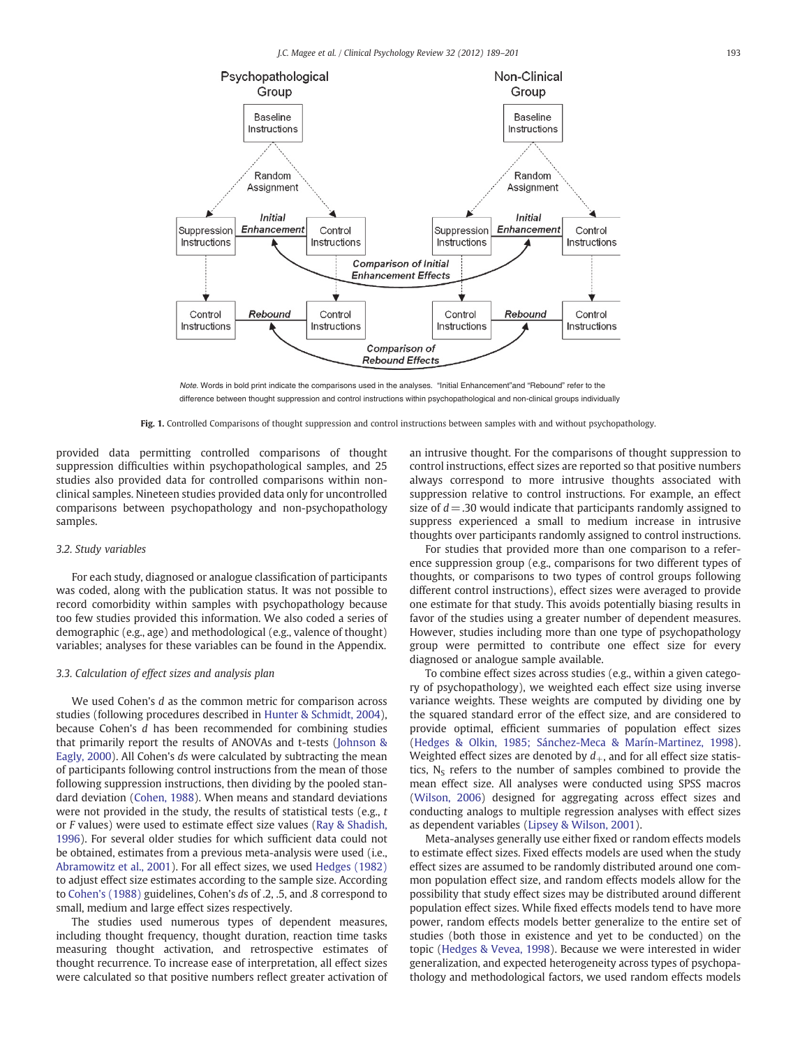Psychopathological Group

Non-Clinical Group

*Note.* Words in bold print indicate the comparisons used in the analyses. "Initial Enhancement" and "Rebound" refer to the difference between thought suppression and control instructions within psychopathological and non-clinical groups individually

**Fig. 1.** Controlled Comparisons of thought suppression and control instructions between samples with and without psychopathology.

provided data permitting controlled comparisons of thought suppression difficulties within psychopathological samples, and 25 studies also provided data for controlled comparisons within non-clinical samples. Nineteen studies provided data only for uncontrolled comparisons between psychopathology and non-psychopathology samples.

### 3.2. Study variables

For each study, diagnosed or analogue classification of participants was coded, along with the publication status. It was not possible to record comorbidity within samples with psychopathology because too few studies provided this information. We also coded a series of demographic (e.g., age) and methodological (e.g., valence of thought) variables; analyses for these variables can be found in the Appendix.

### 3.3. Calculation of effect sizes and analysis plan

We used Cohen's *d* as the common metric for comparison across studies (following procedures described in Hunter & Schmidt, 2004), because Cohen's *d* has been recommended for combining studies that primarily report the results of ANOVAs and t-tests (Johnson & Eagly, 2000). All Cohen's *d*s were calculated by subtracting the mean of participants following control instructions from the mean of those following suppression instructions, then dividing by the pooled standard deviation (Cohen, 1988). When means and standard deviations were not provided in the study, the results of statistical tests (e.g., *t* or *F* values) were used to estimate effect size values (Ray & Shadish, 1996). For several older studies for which sufficient data could not be obtained, estimates from a previous meta-analysis were used (i.e., Abramowitz et al., 2001). For all effect sizes, we used Hedges (1982) to adjust effect size estimates according to the sample size. According to Cohen's (1988) guidelines, Cohen's *d*s of .2, .5, and .8 correspond to small, medium and large effect sizes respectively.

The studies used numerous types of dependent measures, including thought frequency, thought duration, reaction time tasks measuring thought activation, and retrospective estimates of thought recurrence. To increase ease of interpretation, all effect sizes were calculated so that positive numbers reflect greater activation of an intrusive thought. For the comparisons of thought suppression to control instructions, effect sizes are reported so that positive numbers always correspond to more intrusive thoughts associated with suppression relative to control instructions. For example, an effect size of $d = .30$ would indicate that participants randomly assigned to suppress experienced a small to medium increase in intrusive thoughts over participants randomly assigned to control instructions.

For studies that provided more than one comparison to a reference suppression group (e.g., comparisons for two different types of thoughts, or comparisons to two types of control groups following different control instructions), effect sizes were averaged to provide one estimate for that study. This avoids potentially biasing results in favor of the studies using a greater number of dependent measures. However, studies including more than one type of psychopathology group were permitted to contribute one effect size for every diagnosed or analogue sample available.

To combine effect sizes across studies (e.g., within a given category of psychopathology), we weighted each effect size using inverse variance weights. These weights are computed by dividing one by the squared standard error of the effect size, and are considered to provide optimal, efficient summaries of population effect sizes (Hedges & Olkin, 1985; Sánchez-Meca & Marín-Martinez, 1998). Weighted effect sizes are denoted by $d_+$, and for all effect size statistics, $N_S$ refers to the number of samples combined to provide the mean effect size. All analyses were conducted using SPSS macros (Wilson, 2006) designed for aggregating across effect sizes and conducting analogs to multiple regression analyses with effect sizes as dependent variables (Lipsey & Wilson, 2001).

Meta-analyses generally use either fixed or random effects models to estimate effect sizes. Fixed effects models are used when the study effect sizes are assumed to be randomly distributed around one common population effect size, and random effects models allow for the possibility that study effect sizes may be distributed around different population effect sizes. While fixed effects models tend to have more power, random effects models better generalize to the entire set of studies (both those in existence and yet to be conducted) on the topic (Hedges & Vevea, 1998). Because we were interested in wider generalization, and expected heterogeneity across types of psychopathology and methodological factors, we used random effects models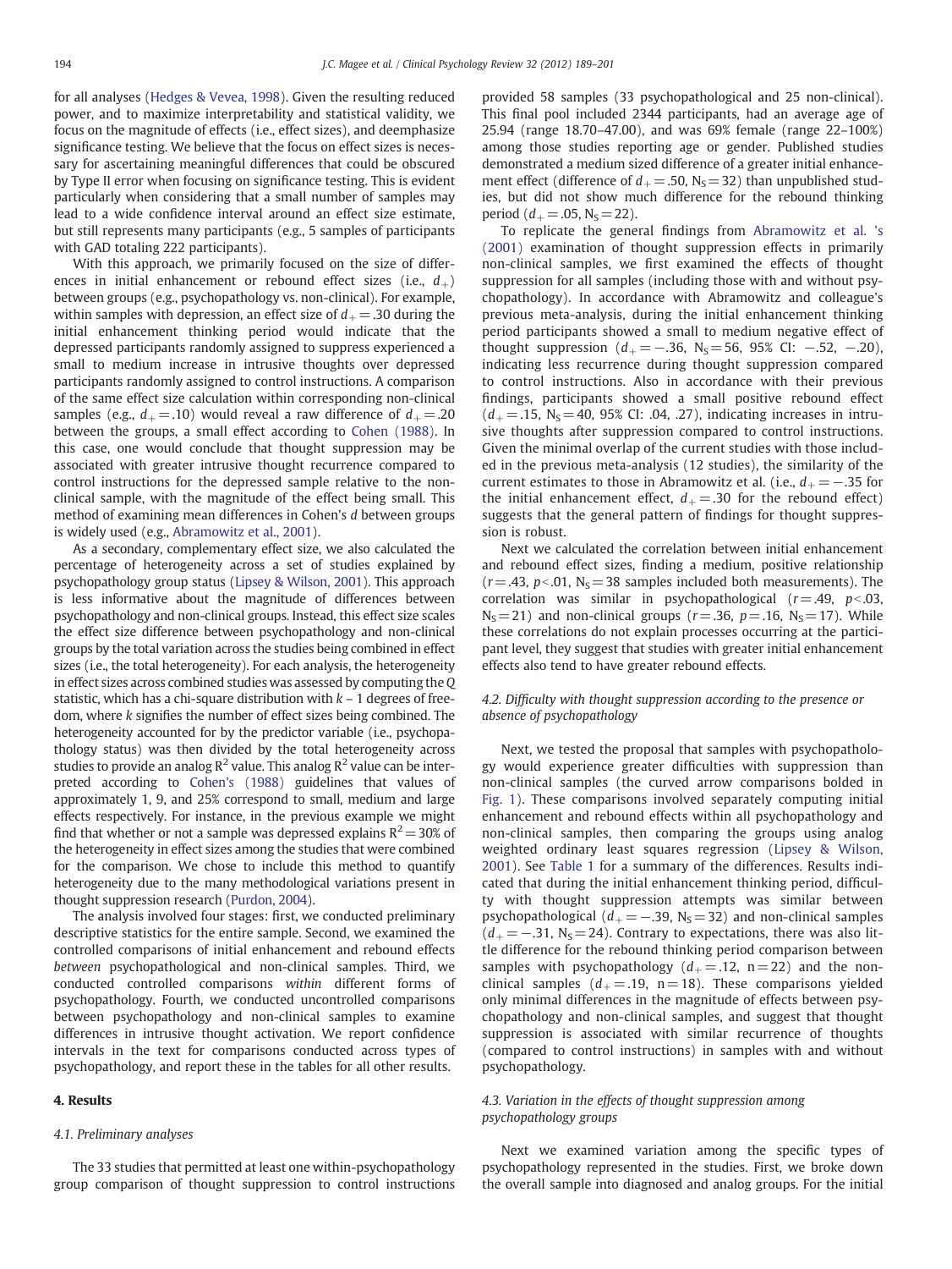for all analyses (Hedges & Vevea, 1998). Given the resulting reduced power, and to maximize interpretability and statistical validity, we focus on the magnitude of effects (i.e., effect sizes), and deemphasize significance testing. We believe that the focus on effect sizes is necessary for ascertaining meaningful differences that could be obscured by Type II error when focusing on significance testing. This is evident particularly when considering that a small number of samples may lead to a wide confidence interval around an effect size estimate, but still represents many participants (e.g., 5 samples of participants with GAD totaling 222 participants).

With this approach, we primarily focused on the size of differences in initial enhancement or rebound effect sizes (i.e., $d_+$) between groups (e.g., psychopathology vs. non-clinical). For example, within samples with depression, an effect size of $d_+ = .30$ during the initial enhancement thinking period would indicate that the depressed participants randomly assigned to suppress experienced a small to medium increase in intrusive thoughts over depressed participants randomly assigned to control instructions. A comparison of the same effect size calculation within corresponding non-clinical samples (e.g., $d_+ = .10$) would reveal a raw difference of $d_+ = .20$ between the groups, a small effect according to Cohen (1988). In this case, one would conclude that thought suppression may be associated with greater intrusive thought recurrence compared to control instructions for the depressed sample relative to the non-clinical sample, with the magnitude of the effect being small. This method of examining mean differences in Cohen's *d* between groups is widely used (e.g., Abramowitz et al., 2001).

As a secondary, complementary effect size, we also calculated the percentage of heterogeneity across a set of studies explained by psychopathology group status (Lipsey & Wilson, 2001). This approach is less informative about the magnitude of differences between psychopathology and non-clinical groups. Instead, this effect size scales the effect size difference between psychopathology and non-clinical groups by the total variation across the studies being combined in effect sizes (i.e., the total heterogeneity). For each analysis, the heterogeneity in effect sizes across combined studies was assessed by computing the *Q* statistic, which has a chi-square distribution with *k* – 1 degrees of freedom, where *k* signifies the number of effect sizes being combined. The heterogeneity accounted for by the predictor variable (i.e., psychopathology status) was then divided by the total heterogeneity across studies to provide an analog $R^2$ value. This analog $R^2$ value can be interpreted according to Cohen's (1988) guidelines that values of approximately 1, 9, and 25% correspond to small, medium and large effects respectively. For instance, in the previous example we might find that whether or not a sample was depressed explains $R^2 = 30\%$ of the heterogeneity in effect sizes among the studies that were combined for the comparison. We chose to include this method to quantify heterogeneity due to the many methodological variations present in thought suppression research (Purdon, 2004).

The analysis involved four stages: first, we conducted preliminary descriptive statistics for the entire sample. Second, we examined the controlled comparisons of initial enhancement and rebound effects *between* psychopathological and non-clinical samples. Third, we conducted controlled comparisons *within* different forms of psychopathology. Fourth, we conducted uncontrolled comparisons between psychopathology and non-clinical samples to examine differences in intrusive thought activation. We report confidence intervals in the text for comparisons conducted across types of psychopathology, and report these in the tables for all other results.

## 4. Results

### 4.1. Preliminary analyses

The 33 studies that permitted at least one within-psychopathology group comparison of thought suppression to control instructions provided 58 samples (33 psychopathological and 25 non-clinical). This final pool included 2344 participants, had an average age of 25.94 (range 18.70–47.00), and was 69% female (range 22–100%) among those studies reporting age or gender. Published studies demonstrated a medium sized difference of a greater initial enhancement effect (difference of $d_+ = .50$, $N_S = 32$) than unpublished studies, but did not show much difference for the rebound thinking period ($d_+ = .05$, $N_S = 22$).

To replicate the general findings from Abramowitz et al. 's (2001) examination of thought suppression effects in primarily non-clinical samples, we first examined the effects of thought suppression for all samples (including those with and without psychopathology). In accordance with Abramowitz and colleague's previous meta-analysis, during the initial enhancement thinking period participants showed a small to medium negative effect of thought suppression ($d_+ = -.36$, $N_S = 56$, 95% CI: $-.52$, $-.20$), indicating less recurrence during thought suppression compared to control instructions. Also in accordance with their previous findings, participants showed a small positive rebound effect ($d_+ = .15$, $N_S = 40$, 95% CI: .04, .27), indicating increases in intrusive thoughts after suppression compared to control instructions. Given the minimal overlap of the current studies with those included in the previous meta-analysis (12 studies), the similarity of the current estimates to those in Abramowitz et al. (i.e., $d_+ = -.35$ for the initial enhancement effect, $d_+ = .30$ for the rebound effect) suggests that the general pattern of findings for thought suppression is robust.

Next we calculated the correlation between initial enhancement and rebound effect sizes, finding a medium, positive relationship ($r = .43$, $p < .01$, $N_S = 38$ samples included both measurements). The correlation was similar in psychopathological ($r = .49$, $p < .03$, $N_S = 21$) and non-clinical groups ($r = .36$, $p = .16$, $N_S = 17$). While these correlations do not explain processes occurring at the participant level, they suggest that studies with greater initial enhancement effects also tend to have greater rebound effects.

### 4.2. Difficulty with thought suppression according to the presence or absence of psychopathology

Next, we tested the proposal that samples with psychopathology would experience greater difficulties with suppression than non-clinical samples (the curved arrow comparisons bolded in Fig. 1). These comparisons involved separately computing initial enhancement and rebound effects within all psychopathology and non-clinical samples, then comparing the groups using analog weighted ordinary least squares regression (Lipsey & Wilson, 2001). See Table 1 for a summary of the differences. Results indicated that during the initial enhancement thinking period, difficulty with thought suppression attempts was similar between psychopathological ($d_+ = -.39$, $N_S = 32$) and non-clinical samples ($d_+ = -.31$, $N_S = 24$). Contrary to expectations, there was also little difference for the rebound thinking period comparison between samples with psychopathology ($d_+ = .12$, $n = 22$) and the non-clinical samples ($d_+ = .19$, $n = 18$). These comparisons yielded only minimal differences in the magnitude of effects between psychopathology and non-clinical samples, and suggest that thought suppression is associated with similar recurrence of thoughts (compared to control instructions) in samples with and without psychopathology.

### 4.3. Variation in the effects of thought suppression among psychopathology groups

Next we examined variation among the specific types of psychopathology represented in the studies. First, we broke down the overall sample into diagnosed and analog groups. For the initial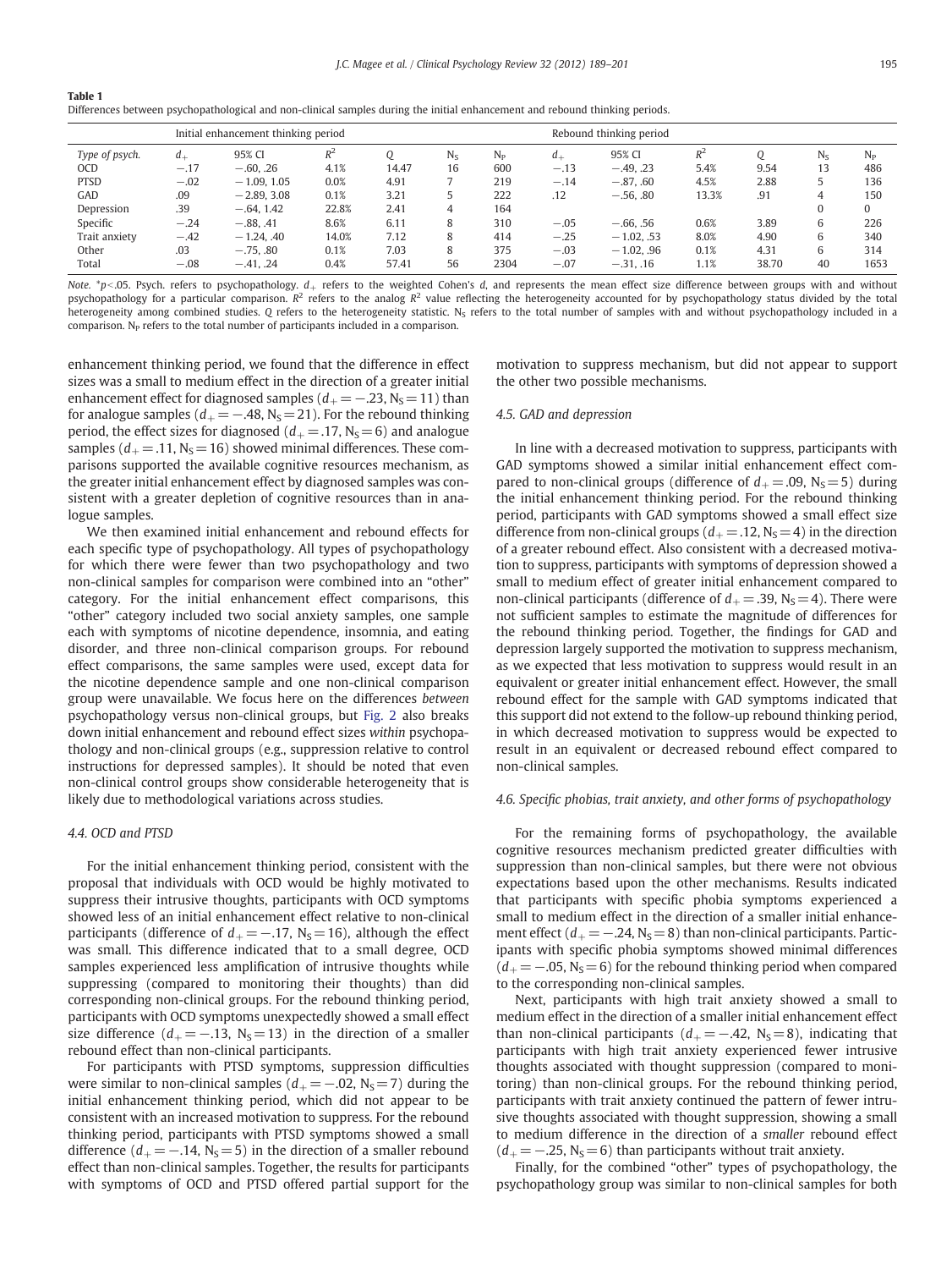**Table 1**
Differences between psychopathological and non-clinical samples during the initial enhancement and rebound thinking periods.

| | Initial enhancement thinking period | | | | | | Rebound thinking period | | | | | |
|---|---|---|---|---|---|---|---|---|---|---|---|---|
| *Type of psych.* | $d_+$ | 95% CI | $R^2$ | Q | $N_S$ | $N_P$ | $d_+$ | 95% CI | $R^2$ | Q | $N_S$ | $N_P$ |
| OCD | −.17 | −.60, .26 | 4.1% | 14.47 | 16 | 600 | −.13 | −.49, .23 | 5.4% | 9.54 | 13 | 486 |
| PTSD | −.02 | −1.09, 1.05 | 0.0% | 4.91 | 7 | 219 | −.14 | −.87, .60 | 4.5% | 2.88 | 5 | 136 |
| GAD | .09 | −2.89, 3.08 | 0.1% | 3.21 | 5 | 222 | .12 | −.56, .80 | 13.3% | .91 | 4 | 150 |
| Depression | .39 | −.64, 1.42 | 22.8% | 2.41 | 4 | 164 | | | | | 0 | 0 |
| Specific | −.24 | −.88, .41 | 8.6% | 6.11 | 8 | 310 | −.05 | −.66, .56 | 0.6% | 3.89 | 6 | 226 |
| Trait anxiety | −.42 | −1.24, .40 | 14.0% | 7.12 | 8 | 414 | −.25 | −1.02, .53 | 8.0% | 4.90 | 6 | 340 |
| Other | .03 | −.75, .80 | 0.1% | 7.03 | 8 | 375 | −.03 | −1.02, .96 | 0.1% | 4.31 | 6 | 314 |
| Total | −.08 | −.41, .24 | 0.4% | 57.41 | 56 | 2304 | −.07 | −.31, .16 | 1.1% | 38.70 | 40 | 1653 |

*Note.* \*$p<.05$. Psych. refers to psychopathology. $d_+$ refers to the weighted Cohen's *d*, and represents the mean effect size difference between groups with and without psychopathology for a particular comparison. $R^2$ refers to the analog $R^2$ value reflecting the heterogeneity accounted for by psychopathology status divided by the total heterogeneity among combined studies. Q refers to the heterogeneity statistic. $N_S$ refers to the total number of samples with and without psychopathology included in a comparison. $N_P$ refers to the total number of participants included in a comparison.

enhancement thinking period, we found that the difference in effect sizes was a small to medium effect in the direction of a greater initial enhancement effect for diagnosed samples ($d_+=-.23$, $N_S=11$) than for analogue samples ($d_+=-.48$, $N_S=21$). For the rebound thinking period, the effect sizes for diagnosed ($d_+=.17$, $N_S=6$) and analogue samples ($d_+=.11$, $N_S=16$) showed minimal differences. These comparisons supported the available cognitive resources mechanism, as the greater initial enhancement effect by diagnosed samples was consistent with a greater depletion of cognitive resources than in analogue samples.

We then examined initial enhancement and rebound effects for each specific type of psychopathology. All types of psychopathology for which there were fewer than two psychopathology and two non-clinical samples for comparison were combined into an "other" category. For the initial enhancement effect comparisons, this "other" category included two social anxiety samples, one sample each with symptoms of nicotine dependence, insomnia, and eating disorder, and three non-clinical comparison groups. For rebound effect comparisons, the same samples were used, except data for the nicotine dependence sample and one non-clinical comparison group were unavailable. We focus here on the differences *between* psychopathology versus non-clinical groups, but Fig. 2 also breaks down initial enhancement and rebound effect sizes *within* psychopathology and non-clinical groups (e.g., suppression relative to control instructions for depressed samples). It should be noted that even non-clinical control groups show considerable heterogeneity that is likely due to methodological variations across studies.

### 4.4. OCD and PTSD

For the initial enhancement thinking period, consistent with the proposal that individuals with OCD would be highly motivated to suppress their intrusive thoughts, participants with OCD symptoms showed less of an initial enhancement effect relative to non-clinical participants (difference of $d_+=-.17$, $N_S=16$), although the effect was small. This difference indicated that to a small degree, OCD samples experienced less amplification of intrusive thoughts while suppressing (compared to monitoring their thoughts) than did corresponding non-clinical groups. For the rebound thinking period, participants with OCD symptoms unexpectedly showed a small effect size difference ($d_+=-.13$, $N_S=13$) in the direction of a smaller rebound effect than non-clinical participants.

For participants with PTSD symptoms, suppression difficulties were similar to non-clinical samples ($d_+=-.02$, $N_S=7$) during the initial enhancement thinking period, which did not appear to be consistent with an increased motivation to suppress. For the rebound thinking period, participants with PTSD symptoms showed a small difference ($d_+=-.14$, $N_S=5$) in the direction of a smaller rebound effect than non-clinical samples. Together, the results for participants with symptoms of OCD and PTSD offered partial support for the motivation to suppress mechanism, but did not appear to support the other two possible mechanisms.

### 4.5. GAD and depression

In line with a decreased motivation to suppress, participants with GAD symptoms showed a similar initial enhancement effect compared to non-clinical groups (difference of $d_+=.09$, $N_S=5$) during the initial enhancement thinking period. For the rebound thinking period, participants with GAD symptoms showed a small effect size difference from non-clinical groups ($d_+=.12$, $N_S=4$) in the direction of a greater rebound effect. Also consistent with a decreased motivation to suppress, participants with symptoms of depression showed a small to medium effect of greater initial enhancement compared to non-clinical participants (difference of $d_+=.39$, $N_S=4$). There were not sufficient samples to estimate the magnitude of differences for the rebound thinking period. Together, the findings for GAD and depression largely supported the motivation to suppress mechanism, as we expected that less motivation to suppress would result in an equivalent or greater initial enhancement effect. However, the small rebound effect for the sample with GAD symptoms indicated that this support did not extend to the follow-up rebound thinking period, in which decreased motivation to suppress would be expected to result in an equivalent or decreased rebound effect compared to non-clinical samples.

### 4.6. Specific phobias, trait anxiety, and other forms of psychopathology

For the remaining forms of psychopathology, the available cognitive resources mechanism predicted greater difficulties with suppression than non-clinical samples, but there were not obvious expectations based upon the other mechanisms. Results indicated that participants with specific phobia symptoms experienced a small to medium effect in the direction of a smaller initial enhancement effect ($d_+=-.24$, $N_S=8$) than non-clinical participants. Participants with specific phobia symptoms showed minimal differences ($d_+=-.05$, $N_S=6$) for the rebound thinking period when compared to the corresponding non-clinical samples.

Next, participants with high trait anxiety showed a small to medium effect in the direction of a smaller initial enhancement effect than non-clinical participants ($d_+=-.42$, $N_S=8$), indicating that participants with high trait anxiety experienced fewer intrusive thoughts associated with thought suppression (compared to monitoring) than non-clinical groups. For the rebound thinking period, participants with trait anxiety continued the pattern of fewer intrusive thoughts associated with thought suppression, showing a small to medium difference in the direction of a *smaller* rebound effect ($d_+=-.25$, $N_S=6$) than participants without trait anxiety.

Finally, for the combined "other" types of psychopathology, the psychopathology group was similar to non-clinical samples for both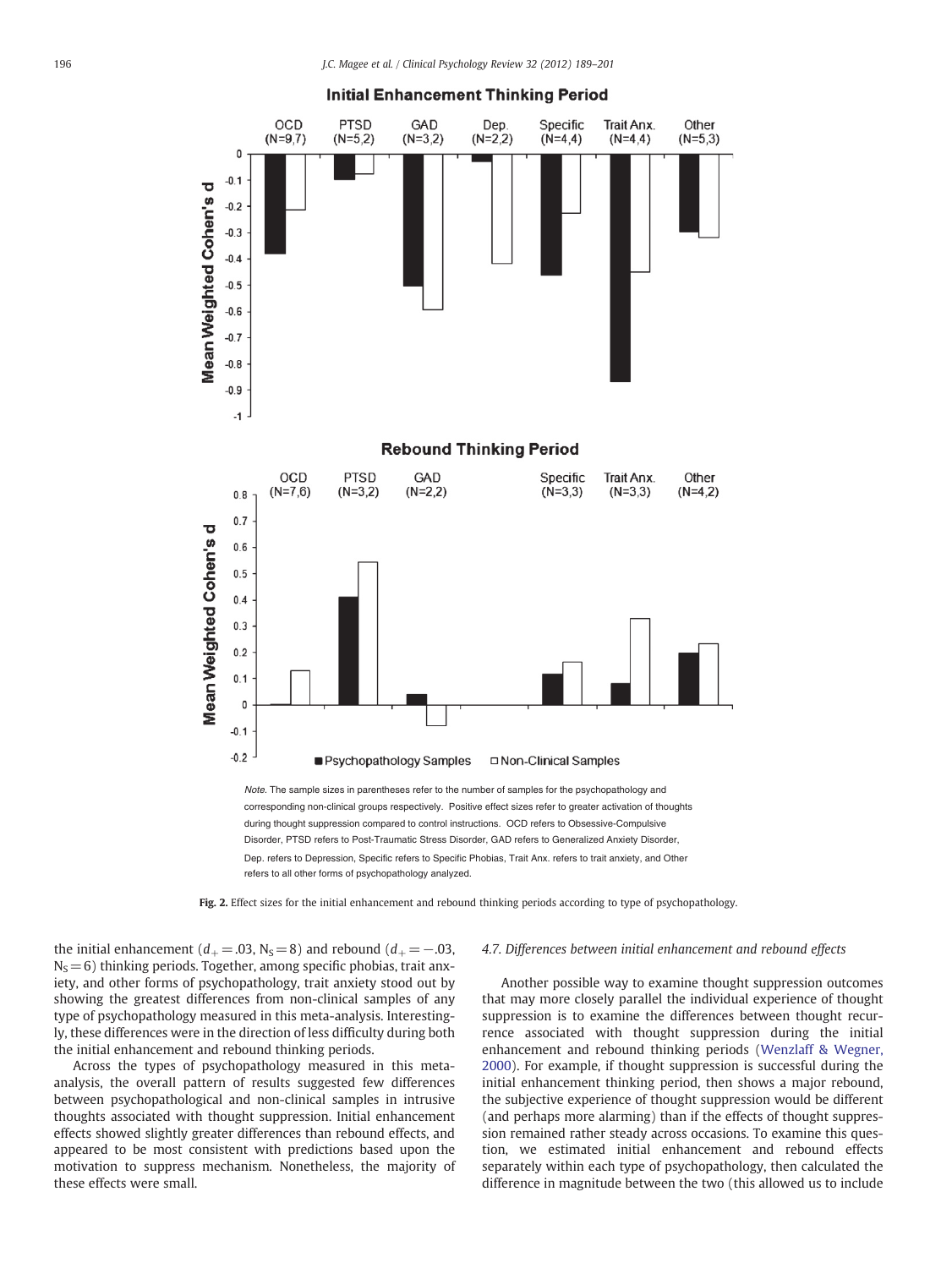*Note*. The sample sizes in parentheses refer to the number of samples for the psychopathology and corresponding non-clinical groups respectively. Positive effect sizes refer to greater activation of thoughts during thought suppression compared to control instructions. OCD refers to Obsessive-Compulsive Disorder, PTSD refers to Post-Traumatic Stress Disorder, GAD refers to Generalized Anxiety Disorder, Dep. refers to Depression, Specific refers to Specific Phobias, Trait Anx. refers to trait anxiety, and Other refers to all other forms of psychopathology analyzed.

**Fig. 2.** Effect sizes for the initial enhancement and rebound thinking periods according to type of psychopathology.

the initial enhancement ($d_+ = .03$, $N_S = 8$) and rebound ($d_+ = -.03$, $N_S = 6$) thinking periods. Together, among specific phobias, trait anxiety, and other forms of psychopathology, trait anxiety stood out by showing the greatest differences from non-clinical samples of any type of psychopathology measured in this meta-analysis. Interestingly, these differences were in the direction of less difficulty during both the initial enhancement and rebound thinking periods.

Across the types of psychopathology measured in this meta-analysis, the overall pattern of results suggested few differences between psychopathological and non-clinical samples in intrusive thoughts associated with thought suppression. Initial enhancement effects showed slightly greater differences than rebound effects, and appeared to be most consistent with predictions based upon the motivation to suppress mechanism. Nonetheless, the majority of these effects were small.

### *4.7. Differences between initial enhancement and rebound effects*

Another possible way to examine thought suppression outcomes that may more closely parallel the individual experience of thought suppression is to examine the differences between thought recurrence associated with thought suppression during the initial enhancement and rebound thinking periods (Wenzlaff & Wegner, 2000). For example, if thought suppression is successful during the initial enhancement thinking period, then shows a major rebound, the subjective experience of thought suppression would be different (and perhaps more alarming) than if the effects of thought suppression remained rather steady across occasions. To examine this question, we estimated initial enhancement and rebound effects separately within each type of psychopathology, then calculated the difference in magnitude between the two (this allowed us to include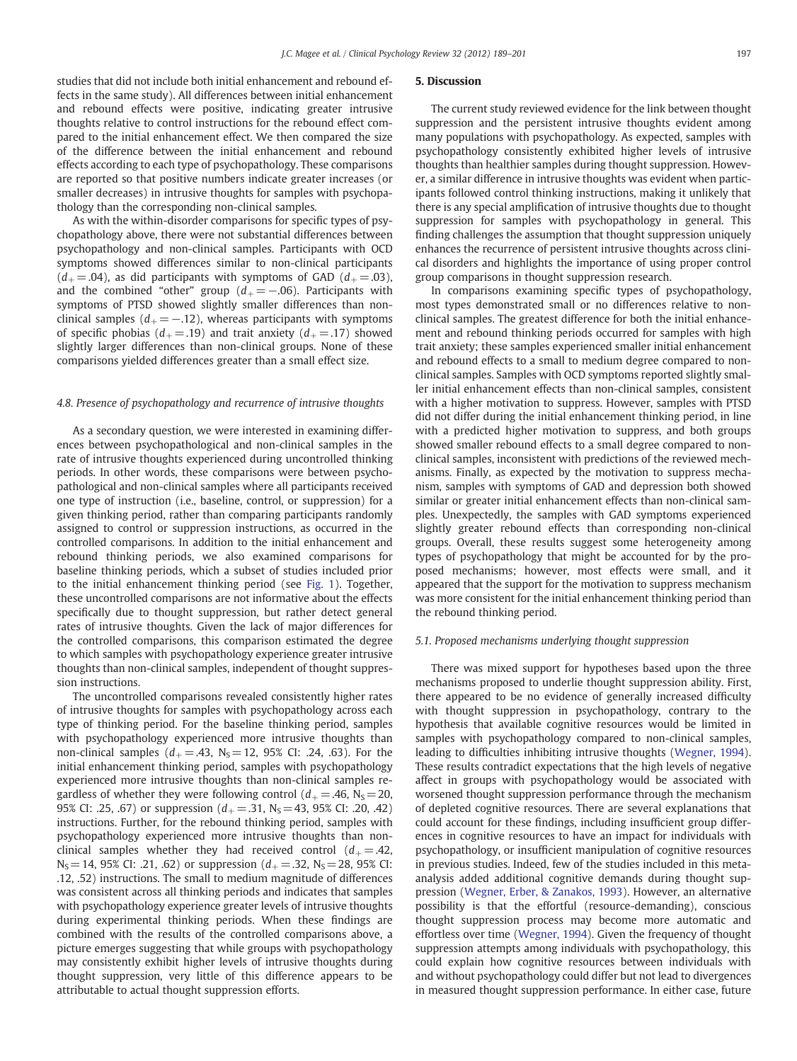studies that did not include both initial enhancement and rebound effects in the same study). All differences between initial enhancement and rebound effects were positive, indicating greater intrusive thoughts relative to control instructions for the rebound effect compared to the initial enhancement effect. We then compared the size of the difference between the initial enhancement and rebound effects according to each type of psychopathology. These comparisons are reported so that positive numbers indicate greater increases (or smaller decreases) in intrusive thoughts for samples with psychopathology than the corresponding non-clinical samples.

As with the within-disorder comparisons for specific types of psychopathology above, there were not substantial differences between psychopathology and non-clinical samples. Participants with OCD symptoms showed differences similar to non-clinical participants ($d_+ = .04$), as did participants with symptoms of GAD ($d_+ = .03$), and the combined "other" group ($d_+ = -.06$). Participants with symptoms of PTSD showed slightly smaller differences than non-clinical samples ($d_+ = -.12$), whereas participants with symptoms of specific phobias ($d_+ = .19$) and trait anxiety ($d_+ = .17$) showed slightly larger differences than non-clinical groups. None of these comparisons yielded differences greater than a small effect size.

### 4.8. Presence of psychopathology and recurrence of intrusive thoughts

As a secondary question, we were interested in examining differences between psychopathological and non-clinical samples in the rate of intrusive thoughts experienced during uncontrolled thinking periods. In other words, these comparisons were between psychopathological and non-clinical samples where all participants received one type of instruction (i.e., baseline, control, or suppression) for a given thinking period, rather than comparing participants randomly assigned to control or suppression instructions, as occurred in the controlled comparisons. In addition to the initial enhancement and rebound thinking periods, we also examined comparisons for baseline thinking periods, which a subset of studies included prior to the initial enhancement thinking period (see Fig. 1). Together, these uncontrolled comparisons are not informative about the effects specifically due to thought suppression, but rather detect general rates of intrusive thoughts. Given the lack of major differences for the controlled comparisons, this comparison estimated the degree to which samples with psychopathology experience greater intrusive thoughts than non-clinical samples, independent of thought suppression instructions.

The uncontrolled comparisons revealed consistently higher rates of intrusive thoughts for samples with psychopathology across each type of thinking period. For the baseline thinking period, samples with psychopathology experienced more intrusive thoughts than non-clinical samples ($d_+ = .43$, $N_S = 12$, 95% CI: .24, .63). For the initial enhancement thinking period, samples with psychopathology experienced more intrusive thoughts than non-clinical samples regardless of whether they were following control ($d_+ = .46$, $N_S = 20$, 95% CI: .25, .67) or suppression ($d_+ = .31$, $N_S = 43$, 95% CI: .20, .42) instructions. Further, for the rebound thinking period, samples with psychopathology experienced more intrusive thoughts than non-clinical samples whether they had received control ($d_+ = .42$, $N_S = 14$, 95% CI: .21, .62) or suppression ($d_+ = .32$, $N_S = 28$, 95% CI: .12, .52) instructions. The small to medium magnitude of differences was consistent across all thinking periods and indicates that samples with psychopathology experience greater levels of intrusive thoughts during experimental thinking periods. When these findings are combined with the results of the controlled comparisons above, a picture emerges suggesting that while groups with psychopathology may consistently exhibit higher levels of intrusive thoughts during thought suppression, very little of this difference appears to be attributable to actual thought suppression efforts.

## 5. Discussion

The current study reviewed evidence for the link between thought suppression and the persistent intrusive thoughts evident among many populations with psychopathology. As expected, samples with psychopathology consistently exhibited higher levels of intrusive thoughts than healthier samples during thought suppression. However, a similar difference in intrusive thoughts was evident when participants followed control thinking instructions, making it unlikely that there is any special amplification of intrusive thoughts due to thought suppression for samples with psychopathology in general. This finding challenges the assumption that thought suppression uniquely enhances the recurrence of persistent intrusive thoughts across clinical disorders and highlights the importance of using proper control group comparisons in thought suppression research.

In comparisons examining specific types of psychopathology, most types demonstrated small or no differences relative to non-clinical samples. The greatest difference for both the initial enhancement and rebound thinking periods occurred for samples with high trait anxiety; these samples experienced smaller initial enhancement and rebound effects to a small to medium degree compared to non-clinical samples. Samples with OCD symptoms reported slightly smaller initial enhancement effects than non-clinical samples, consistent with a higher motivation to suppress. However, samples with PTSD did not differ during the initial enhancement thinking period, in line with a predicted higher motivation to suppress, and both groups showed smaller rebound effects to a small degree compared to non-clinical samples, inconsistent with predictions of the reviewed mechanisms. Finally, as expected by the motivation to suppress mechanism, samples with symptoms of GAD and depression both showed similar or greater initial enhancement effects than non-clinical samples. Unexpectedly, the samples with GAD symptoms experienced slightly greater rebound effects than corresponding non-clinical groups. Overall, these results suggest some heterogeneity among types of psychopathology that might be accounted for by the proposed mechanisms; however, most effects were small, and it appeared that the support for the motivation to suppress mechanism was more consistent for the initial enhancement thinking period than the rebound thinking period.

### 5.1. Proposed mechanisms underlying thought suppression

There was mixed support for hypotheses based upon the three mechanisms proposed to underlie thought suppression ability. First, there appeared to be no evidence of generally increased difficulty with thought suppression in psychopathology, contrary to the hypothesis that available cognitive resources would be limited in samples with psychopathology compared to non-clinical samples, leading to difficulties inhibiting intrusive thoughts (Wegner, 1994). These results contradict expectations that the high levels of negative affect in groups with psychopathology would be associated with worsened thought suppression performance through the mechanism of depleted cognitive resources. There are several explanations that could account for these findings, including insufficient group differences in cognitive resources to have an impact for individuals with psychopathology, or insufficient manipulation of cognitive resources in previous studies. Indeed, few of the studies included in this meta-analysis added additional cognitive demands during thought suppression (Wegner, Erber, & Zanakos, 1993). However, an alternative possibility is that the effortful (resource-demanding), conscious thought suppression process may become more automatic and effortless over time (Wegner, 1994). Given the frequency of thought suppression attempts among individuals with psychopathology, this could explain how cognitive resources between individuals with and without psychopathology could differ but not lead to divergences in measured thought suppression performance. In either case, future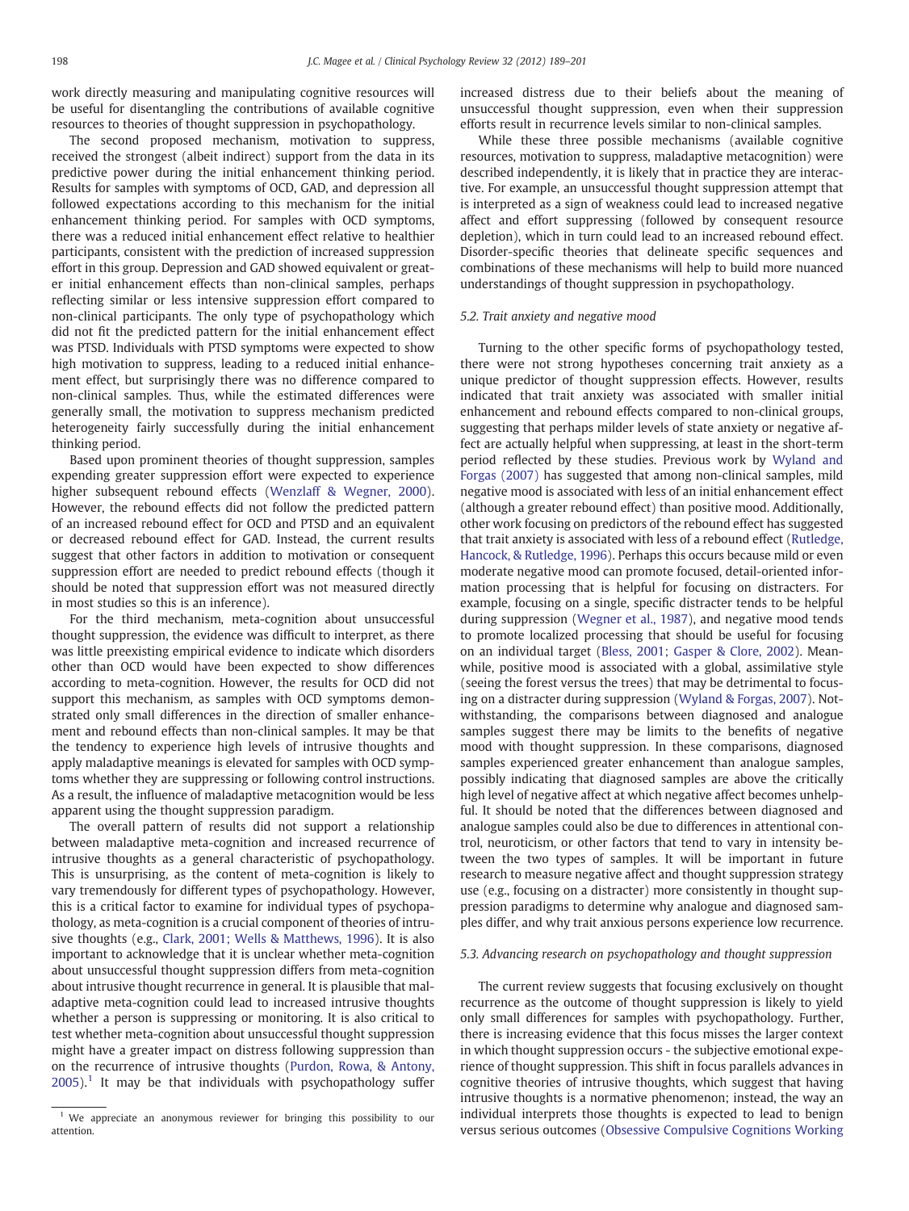work directly measuring and manipulating cognitive resources will be useful for disentangling the contributions of available cognitive resources to theories of thought suppression in psychopathology.

The second proposed mechanism, motivation to suppress, received the strongest (albeit indirect) support from the data in its predictive power during the initial enhancement thinking period. Results for samples with symptoms of OCD, GAD, and depression all followed expectations according to this mechanism for the initial enhancement thinking period. For samples with OCD symptoms, there was a reduced initial enhancement effect relative to healthier participants, consistent with the prediction of increased suppression effort in this group. Depression and GAD showed equivalent or greater initial enhancement effects than non-clinical samples, perhaps reflecting similar or less intensive suppression effort compared to non-clinical participants. The only type of psychopathology which did not fit the predicted pattern for the initial enhancement effect was PTSD. Individuals with PTSD symptoms were expected to show high motivation to suppress, leading to a reduced initial enhancement effect, but surprisingly there was no difference compared to non-clinical samples. Thus, while the estimated differences were generally small, the motivation to suppress mechanism predicted heterogeneity fairly successfully during the initial enhancement thinking period.

Based upon prominent theories of thought suppression, samples expending greater suppression effort were expected to experience higher subsequent rebound effects (Wenzlaff & Wegner, 2000). However, the rebound effects did not follow the predicted pattern of an increased rebound effect for OCD and PTSD and an equivalent or decreased rebound effect for GAD. Instead, the current results suggest that other factors in addition to motivation or consequent suppression effort are needed to predict rebound effects (though it should be noted that suppression effort was not measured directly in most studies so this is an inference).

For the third mechanism, meta-cognition about unsuccessful thought suppression, the evidence was difficult to interpret, as there was little preexisting empirical evidence to indicate which disorders other than OCD would have been expected to show differences according to meta-cognition. However, the results for OCD did not support this mechanism, as samples with OCD symptoms demonstrated only small differences in the direction of smaller enhancement and rebound effects than non-clinical samples. It may be that the tendency to experience high levels of intrusive thoughts and apply maladaptive meanings is elevated for samples with OCD symptoms whether they are suppressing or following control instructions. As a result, the influence of maladaptive metacognition would be less apparent using the thought suppression paradigm.

The overall pattern of results did not support a relationship between maladaptive meta-cognition and increased recurrence of intrusive thoughts as a general characteristic of psychopathology. This is unsurprising, as the content of meta-cognition is likely to vary tremendously for different types of psychopathology. However, this is a critical factor to examine for individual types of psychopathology, as meta-cognition is a crucial component of theories of intrusive thoughts (e.g., Clark, 2001; Wells & Matthews, 1996). It is also important to acknowledge that it is unclear whether meta-cognition about unsuccessful thought suppression differs from meta-cognition about intrusive thought recurrence in general. It is plausible that maladaptive meta-cognition could lead to increased intrusive thoughts whether a person is suppressing or monitoring. It is also critical to test whether meta-cognition about unsuccessful thought suppression might have a greater impact on distress following suppression than on the recurrence of intrusive thoughts (Purdon, Rowa, & Antony, 2005).[1] It may be that individuals with psychopathology suffer increased distress due to their beliefs about the meaning of unsuccessful thought suppression, even when their suppression efforts result in recurrence levels similar to non-clinical samples.

While these three possible mechanisms (available cognitive resources, motivation to suppress, maladaptive metacognition) were described independently, it is likely that in practice they are interactive. For example, an unsuccessful thought suppression attempt that is interpreted as a sign of weakness could lead to increased negative affect and effort suppressing (followed by consequent resource depletion), which in turn could lead to an increased rebound effect. Disorder-specific theories that delineate specific sequences and combinations of these mechanisms will help to build more nuanced understandings of thought suppression in psychopathology.

### 5.2. Trait anxiety and negative mood

Turning to the other specific forms of psychopathology tested, there were not strong hypotheses concerning trait anxiety as a unique predictor of thought suppression effects. However, results indicated that trait anxiety was associated with smaller initial enhancement and rebound effects compared to non-clinical groups, suggesting that perhaps milder levels of state anxiety or negative affect are actually helpful when suppressing, at least in the short-term period reflected by these studies. Previous work by Wyland and Forgas (2007) has suggested that among non-clinical samples, mild negative mood is associated with less of an initial enhancement effect (although a greater rebound effect) than positive mood. Additionally, other work focusing on predictors of the rebound effect has suggested that trait anxiety is associated with less of a rebound effect (Rutledge, Hancock, & Rutledge, 1996). Perhaps this occurs because mild or even moderate negative mood can promote focused, detail-oriented information processing that is helpful for focusing on distracters. For example, focusing on a single, specific distracter tends to be helpful during suppression (Wegner et al., 1987), and negative mood tends to promote localized processing that should be useful for focusing on an individual target (Bless, 2001; Gasper & Clore, 2002). Meanwhile, positive mood is associated with a global, assimilative style (seeing the forest versus the trees) that may be detrimental to focusing on a distracter during suppression (Wyland & Forgas, 2007). Notwithstanding, the comparisons between diagnosed and analogue samples suggest there may be limits to the benefits of negative mood with thought suppression. In these comparisons, diagnosed samples experienced greater enhancement than analogue samples, possibly indicating that diagnosed samples are above the critically high level of negative affect at which negative affect becomes unhelpful. It should be noted that the differences between diagnosed and analogue samples could also be due to differences in attentional control, neuroticism, or other factors that tend to vary in intensity between the two types of samples. It will be important in future research to measure negative affect and thought suppression strategy use (e.g., focusing on a distracter) more consistently in thought suppression paradigms to determine why analogue and diagnosed samples differ, and why trait anxious persons experience low recurrence.

### 5.3. Advancing research on psychopathology and thought suppression

The current review suggests that focusing exclusively on thought recurrence as the outcome of thought suppression is likely to yield only small differences for samples with psychopathology. Further, there is increasing evidence that this focus misses the larger context in which thought suppression occurs - the subjective emotional experience of thought suppression. This shift in focus parallels advances in cognitive theories of intrusive thoughts, which suggest that having intrusive thoughts is a normative phenomenon; instead, the way an individual interprets those thoughts is expected to lead to benign versus serious outcomes (Obsessive Compulsive Cognitions Working

---

[1] We appreciate an anonymous reviewer for bringing this possibility to our attention.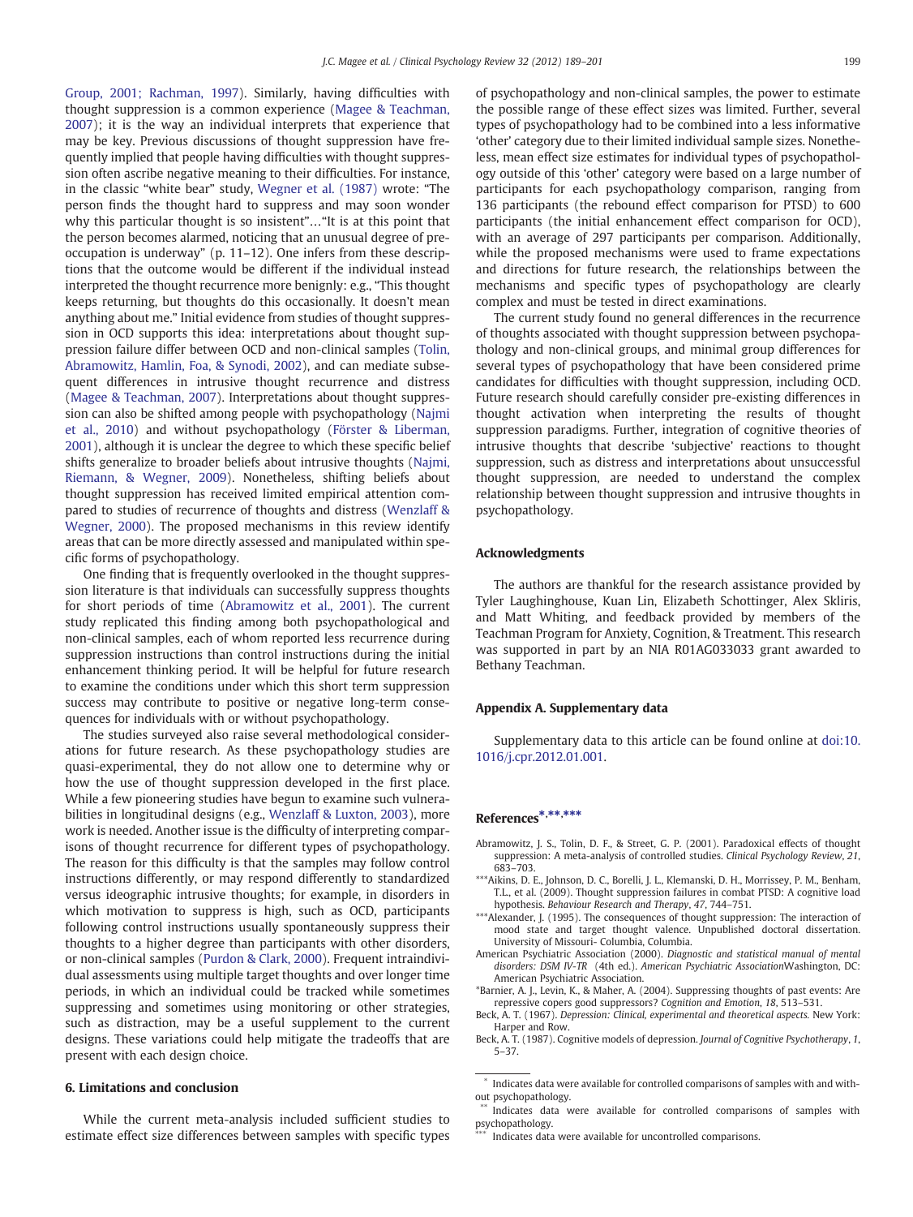Group, 2001; Rachman, 1997). Similarly, having difficulties with thought suppression is a common experience (Magee & Teachman, 2007); it is the way an individual interprets that experience that may be key. Previous discussions of thought suppression have frequently implied that people having difficulties with thought suppression often ascribe negative meaning to their difficulties. For instance, in the classic "white bear" study, Wegner et al. (1987) wrote: "The person finds the thought hard to suppress and may soon wonder why this particular thought is so insistent"…"It is at this point that the person becomes alarmed, noticing that an unusual degree of preoccupation is underway" (p. 11–12). One infers from these descriptions that the outcome would be different if the individual instead interpreted the thought recurrence more benignly: e.g., "This thought keeps returning, but thoughts do this occasionally. It doesn't mean anything about me." Initial evidence from studies of thought suppression in OCD supports this idea: interpretations about thought suppression failure differ between OCD and non-clinical samples (Tolin, Abramowitz, Hamlin, Foa, & Synodi, 2002), and can mediate subsequent differences in intrusive thought recurrence and distress (Magee & Teachman, 2007). Interpretations about thought suppression can also be shifted among people with psychopathology (Najmi et al., 2010) and without psychopathology (Förster & Liberman, 2001), although it is unclear the degree to which these specific belief shifts generalize to broader beliefs about intrusive thoughts (Najmi, Riemann, & Wegner, 2009). Nonetheless, shifting beliefs about thought suppression has received limited empirical attention compared to studies of recurrence of thoughts and distress (Wenzlaff & Wegner, 2000). The proposed mechanisms in this review identify areas that can be more directly assessed and manipulated within specific forms of psychopathology.

One finding that is frequently overlooked in the thought suppression literature is that individuals can successfully suppress thoughts for short periods of time (Abramowitz et al., 2001). The current study replicated this finding among both psychopathological and non-clinical samples, each of whom reported less recurrence during suppression instructions than control instructions during the initial enhancement thinking period. It will be helpful for future research to examine the conditions under which this short term suppression success may contribute to positive or negative long-term consequences for individuals with or without psychopathology.

The studies surveyed also raise several methodological considerations for future research. As these psychopathology studies are quasi-experimental, they do not allow one to determine why or how the use of thought suppression developed in the first place. While a few pioneering studies have begun to examine such vulnerabilities in longitudinal designs (e.g., Wenzlaff & Luxton, 2003), more work is needed. Another issue is the difficulty of interpreting comparisons of thought recurrence for different types of psychopathology. The reason for this difficulty is that the samples may follow control instructions differently, or may respond differently to standardized versus ideographic intrusive thoughts; for example, in disorders in which motivation to suppress is high, such as OCD, participants following control instructions usually spontaneously suppress their thoughts to a higher degree than participants with other disorders, or non-clinical samples (Purdon & Clark, 2000). Frequent intraindividual assessments using multiple target thoughts and over longer time periods, in which an individual could be tracked while sometimes suppressing and sometimes using monitoring or other strategies, such as distraction, may be a useful supplement to the current designs. These variations could help mitigate the tradeoffs that are present with each design choice.

## 6. Limitations and conclusion

While the current meta-analysis included sufficient studies to estimate effect size differences between samples with specific types of psychopathology and non-clinical samples, the power to estimate the possible range of these effect sizes was limited. Further, several types of psychopathology had to be combined into a less informative 'other' category due to their limited individual sample sizes. Nonetheless, mean effect size estimates for individual types of psychopathology outside of this 'other' category were based on a large number of participants for each psychopathology comparison, ranging from 136 participants (the rebound effect comparison for PTSD) to 600 participants (the initial enhancement effect comparison for OCD), with an average of 297 participants per comparison. Additionally, while the proposed mechanisms were used to frame expectations and directions for future research, the relationships between the mechanisms and specific types of psychopathology are clearly complex and must be tested in direct examinations.

The current study found no general differences in the recurrence of thoughts associated with thought suppression between psychopathology and non-clinical groups, and minimal group differences for several types of psychopathology that have been considered prime candidates for difficulties with thought suppression, including OCD. Future research should carefully consider pre-existing differences in thought activation when interpreting the results of thought suppression paradigms. Further, integration of cognitive theories of intrusive thoughts that describe 'subjective' reactions to thought suppression, such as distress and interpretations about unsuccessful thought suppression, are needed to understand the complex relationship between thought suppression and intrusive thoughts in psychopathology.

## Acknowledgments

The authors are thankful for the research assistance provided by Tyler Laughinghouse, Kuan Lin, Elizabeth Schottinger, Alex Skliris, and Matt Whiting, and feedback provided by members of the Teachman Program for Anxiety, Cognition, & Treatment. This research was supported in part by an NIA R01AG033033 grant awarded to Bethany Teachman.

## Appendix A. Supplementary data

Supplementary data to this article can be found online at doi:10.1016/j.cpr.2012.01.001.

## References*,**,***

Abramowitz, J. S., Tolin, D. F., & Street, G. P. (2001). Paradoxical effects of thought suppression: A meta-analysis of controlled studies. *Clinical Psychology Review*, *21*, 683–703.

***Aikins, D. E., Johnson, D. C., Borelli, J. L., Klemanski, D. H., Morrissey, P. M., Benham, T.L., et al. (2009). Thought suppression failures in combat PTSD: A cognitive load hypothesis. *Behaviour Research and Therapy*, *47*, 744–751.

***Alexander, J. (1995). The consequences of thought suppression: The interaction of mood state and target thought valence. Unpublished doctoral dissertation. University of Missouri- Columbia, Columbia.

American Psychiatric Association (2000). *Diagnostic and statistical manual of mental disorders: DSM IV-TR* (4th ed.). *American Psychiatric Association*Washington, DC: American Psychiatric Association.

*Barnier, A. J., Levin, K., & Maher, A. (2004). Suppressing thoughts of past events: Are repressive copers good suppressors? *Cognition and Emotion*, *18*, 513–531.

Beck, A. T. (1967). *Depression: Clinical, experimental and theoretical aspects.* New York: Harper and Row.

Beck, A. T. (1987). Cognitive models of depression. *Journal of Cognitive Psychotherapy*, *1*, 5–37.

\* Indicates data were available for controlled comparisons of samples with and without psychopathology.

\*\* Indicates data were available for controlled comparisons of samples with psychopathology.

\*\*\* Indicates data were available for uncontrolled comparisons.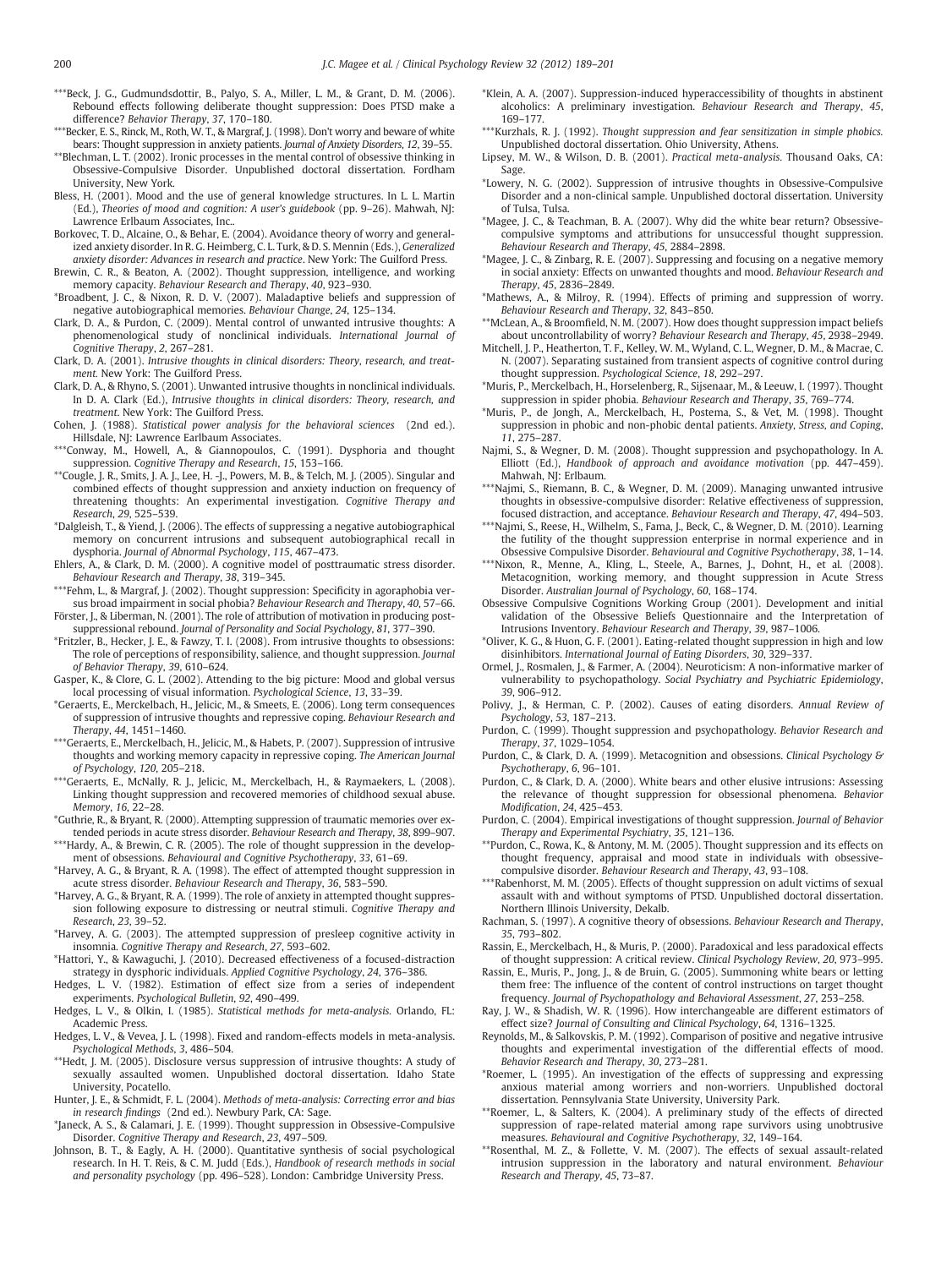***Beck, J. G., Gudmundsdottir, B., Palyo, S. A., Miller, L. M., & Grant, D. M. (2006). Rebound effects following deliberate thought suppression: Does PTSD make a difference? *Behavior Therapy*, *37*, 170–180.

***Becker, E. S., Rinck, M., Roth, W. T., & Margraf, J. (1998). Don't worry and beware of white bears: Thought suppression in anxiety patients. *Journal of Anxiety Disorders*, *12*, 39–55.

**Blechman, L. T. (2002). Ironic processes in the mental control of obsessive thinking in Obsessive-Compulsive Disorder. Unpublished doctoral dissertation. Fordham University, New York.

Bless, H. (2001). Mood and the use of general knowledge structures. In L. L. Martin (Ed.), *Theories of mood and cognition: A user's guidebook* (pp. 9–26). Mahwah, NJ: Lawrence Erlbaum Associates, Inc..

Borkovec, T. D., Alcaine, O., & Behar, E. (2004). Avoidance theory of worry and generalized anxiety disorder. In R. G. Heimberg, C. L. Turk, & D. S. Mennin (Eds.), *Generalized anxiety disorder: Advances in research and practice*. New York: The Guilford Press.

Brewin, C. R., & Beaton, A. (2002). Thought suppression, intelligence, and working memory capacity. *Behaviour Research and Therapy*, *40*, 923–930.

*Broadbent, J. C., & Nixon, R. D. V. (2007). Maladaptive beliefs and suppression of negative autobiographical memories. *Behaviour Change*, *24*, 125–134.

Clark, D. A., & Purdon, C. (2009). Mental control of unwanted intrusive thoughts: A phenomenological study of nonclinical individuals. *International Journal of Cognitive Therapy*, *2*, 267–281.

Clark, D. A. (2001). *Intrusive thoughts in clinical disorders: Theory, research, and treatment*. New York: The Guilford Press.

Clark, D. A., & Rhyno, S. (2001). Unwanted intrusive thoughts in nonclinical individuals. In D. A. Clark (Ed.), *Intrusive thoughts in clinical disorders: Theory, research, and treatment*. New York: The Guilford Press.

Cohen, J. (1988). *Statistical power analysis for the behavioral sciences* (2nd ed.). Hillsdale, NJ: Lawrence Earlbaum Associates.

***Conway, M., Howell, A., & Giannopoulos, C. (1991). Dysphoria and thought suppression. *Cognitive Therapy and Research*, *15*, 153–166.

**Cougle, J. R., Smits, J. A. J., Lee, H. -J., Powers, M. B., & Telch, M. J. (2005). Singular and combined effects of thought suppression and anxiety induction on frequency of threatening thoughts: An experimental investigation. *Cognitive Therapy and Research*, *29*, 525–539.

*Dalgleish, T., & Yiend, J. (2006). The effects of suppressing a negative autobiographical memory on concurrent intrusions and subsequent autobiographical recall in dysphoria. *Journal of Abnormal Psychology*, *115*, 467–473.

Ehlers, A., & Clark, D. M. (2000). A cognitive model of posttraumatic stress disorder. *Behaviour Research and Therapy*, *38*, 319–345.

***Fehm, L., & Margraf, J. (2002). Thought suppression: Specificity in agoraphobia versus broad impairment in social phobia? *Behaviour Research and Therapy*, *40*, 57–66.

Förster, J., & Liberman, N. (2001). The role of attribution of motivation in producing postsuppressional rebound. *Journal of Personality and Social Psychology*, *81*, 377–390.

*Fritzler, B. K., Hecker, J. E., & Fawzy, T. I. (2008). From intrusive thoughts to obsessions: The role of perceptions of responsibility, salience, and thought suppression. *Journal of Behavior Therapy*, *39*, 610–624.

Gasper, K., & Clore, G. L. (2002). Attending to the big picture: Mood and global versus local processing of visual information. *Psychological Science*, *13*, 33–39.

*Geraerts, E., Merckelbach, H., Jelicic, M., & Smeets, E. (2006). Long term consequences of suppression of intrusive thoughts and repressive coping. *Behaviour Research and Therapy*, *44*, 1451–1460.

***Geraerts, E., Merckelbach, H., Jelicic, M., & Habets, P. (2007). Suppression of intrusive thoughts and working memory capacity in repressive coping. *The American Journal of Psychology*, *120*, 205–218.

***Geraerts, E., McNally, R. J., Jelicic, M., Merckelbach, H., & Raymaekers, L. (2008). Linking thought suppression and recovered memories of childhood sexual abuse. *Memory*, *16*, 22–28.

*Guthrie, R., & Bryant, R. (2000). Attempting suppression of traumatic memories over extended periods in acute stress disorder. *Behaviour Research and Therapy*, *38*, 899–907.

***Hardy, A., & Brewin, C. R. (2005). The role of thought suppression in the development of obsessions. *Behavioural and Cognitive Psychotherapy*, *33*, 61–69.

*Harvey, A. G., & Bryant, R. A. (1998). The effect of attempted thought suppression in acute stress disorder. *Behaviour Research and Therapy*, *36*, 583–590.

*Harvey, A. G., & Bryant, R. A. (1999). The role of anxiety in attempted thought suppression following exposure to distressing or neutral stimuli. *Cognitive Therapy and Research*, *23*, 39–52.

*Harvey, A. G. (2003). The attempted suppression of presleep cognitive activity in insomnia. *Cognitive Therapy and Research*, *27*, 593–602.

*Hattori, Y., & Kawaguchi, J. (2010). Decreased effectiveness of a focused-distraction strategy in dysphoric individuals. *Applied Cognitive Psychology*, *24*, 376–386.

Hedges, L. V. (1982). Estimation of effect size from a series of independent experiments. *Psychological Bulletin*, *92*, 490–499.

Hedges, L. V., & Olkin, I. (1985). *Statistical methods for meta-analysis*. Orlando, FL: Academic Press.

Hedges, L. V., & Vevea, J. L. (1998). Fixed and random-effects models in meta-analysis. *Psychological Methods*, *3*, 486–504.

**Hedt, J. M. (2005). Disclosure versus suppression of intrusive thoughts: A study of sexually assaulted women. Unpublished doctoral dissertation. Idaho State University, Pocatello.

Hunter, J. E., & Schmidt, F. L. (2004). *Methods of meta-analysis: Correcting error and bias in research findings* (2nd ed.). Newbury Park, CA: Sage.

*Janeck, A. S., & Calamari, J. E. (1999). Thought suppression in Obsessive-Compulsive Disorder. *Cognitive Therapy and Research*, *23*, 497–509.

Johnson, B. T., & Eagly, A. H. (2000). Quantitative synthesis of social psychological research. In H. T. Reis, & C. M. Judd (Eds.), *Handbook of research methods in social and personality psychology* (pp. 496–528). London: Cambridge University Press.

*Klein, A. A. (2007). Suppression-induced hyperaccessibility of thoughts in abstinent alcoholics: A preliminary investigation. *Behaviour Research and Therapy*, *45*, 169–177.

***Kurzhals, R. J. (1992). *Thought suppression and fear sensitization in simple phobics*. Unpublished doctoral dissertation. Ohio University, Athens.

Lipsey, M. W., & Wilson, D. B. (2001). *Practical meta-analysis*. Thousand Oaks, CA: Sage.

*Lowery, N. G. (2002). Suppression of intrusive thoughts in Obsessive-Compulsive Disorder and a non-clinical sample. Unpublished doctoral dissertation. University of Tulsa, Tulsa.

*Magee, J. C., & Teachman, B. A. (2007). Why did the white bear return? Obsessive-compulsive symptoms and attributions for unsuccessful thought suppression. *Behaviour Research and Therapy*, *45*, 2884–2898.

*Magee, J. C., & Zinbarg, R. E. (2007). Suppressing and focusing on a negative memory in social anxiety: Effects on unwanted thoughts and mood. *Behaviour Research and Therapy*, *45*, 2836–2849.

*Mathews, A., & Milroy, R. (1994). Effects of priming and suppression of worry. *Behaviour Research and Therapy*, *32*, 843–850.

**McLean, A., & Broomfield, N. M. (2007). How does thought suppression impact beliefs about uncontrollability of worry? *Behaviour Research and Therapy*, *45*, 2938–2949.

Mitchell, J. P., Heatherton, T. F., Kelley, W. M., Wyland, C. L., Wegner, D. M., & Macrae, C. N. (2007). Separating sustained from transient aspects of cognitive control during thought suppression. *Psychological Science*, *18*, 292–297.

*Muris, P., Merckelbach, H., Horselenberg, R., Sijsenaar, M., & Leeuw, I. (1997). Thought suppression in spider phobia. *Behaviour Research and Therapy*, *35*, 769–774.

*Muris, P., de Jongh, A., Merckelbach, H., Postema, S., & Vet, M. (1998). Thought suppression in phobic and non-phobic dental patients. *Anxiety, Stress, and Coping*, *11*, 275–287.

Najmi, S., & Wegner, D. M. (2008). Thought suppression and psychopathology. In A. Elliott (Ed.), *Handbook of approach and avoidance motivation* (pp. 447–459). Mahwah, NJ: Erlbaum.

***Najmi, S., Riemann, B. C., & Wegner, D. M. (2009). Managing unwanted intrusive thoughts in obsessive-compulsive disorder: Relative effectiveness of suppression, focused distraction, and acceptance. *Behaviour Research and Therapy*, *47*, 494–503.

***Najmi, S., Reese, H., Wilhelm, S., Fama, J., Beck, C., & Wegner, D. M. (2010). Learning the futility of the thought suppression enterprise in normal experience and in Obsessive Compulsive Disorder. *Behavioural and Cognitive Psychotherapy*, *38*, 1–14.

***Nixon, R., Menne, A., Kling, L., Steele, A., Barnes, J., Dohnt, H., et al. (2008). Metacognition, working memory, and thought suppression in Acute Stress Disorder. *Australian Journal of Psychology*, *60*, 168–174.

Obsessive Compulsive Cognitions Working Group (2001). Development and initial validation of the Obsessive Beliefs Questionnaire and the Interpretation of Intrusions Inventory. *Behaviour Research and Therapy*, *39*, 987–1006.

*Oliver, K. G., & Huon, G. F. (2001). Eating-related thought suppression in high and low disinhibitors. *International Journal of Eating Disorders*, *30*, 329–337.

Ormel, J., Rosmalen, J., & Farmer, A. (2004). Neuroticism: A non-informative marker of vulnerability to psychopathology. *Social Psychiatry and Psychiatric Epidemiology*, *39*, 906–912.

Polivy, J., & Herman, C. P. (2002). Causes of eating disorders. *Annual Review of Psychology*, *53*, 187–213.

Purdon, C. (1999). Thought suppression and psychopathology. *Behaviour Research and Therapy*, *37*, 1029–1054.

Purdon, C., & Clark, D. A. (1999). Metacognition and obsessions. *Clinical Psychology & Psychotherapy*, *6*, 96–101.

Purdon, C., & Clark, D. A. (2000). White bears and other elusive intrusions: Assessing the relevance of thought suppression for obsessional phenomena. *Behavior Modification*, *24*, 425–453.

Purdon, C. (2004). Empirical investigations of thought suppression. *Journal of Behavior Therapy and Experimental Psychiatry*, *35*, 121–136.

**Purdon, C., Rowa, K., & Antony, M. M. (2005). Thought suppression and its effects on thought frequency, appraisal and mood state in individuals with obsessive-compulsive disorder. *Behaviour Research and Therapy*, *43*, 93–108.

***Rabenhorst, M. M. (2005). Effects of thought suppression on adult victims of sexual assault with and without symptoms of PTSD. Unpublished doctoral dissertation. Northern Illinois University, Dekalb.

Rachman, S. (1997). A cognitive theory of obsessions. *Behaviour Research and Therapy*, *35*, 793–802.

Rassin, E., Merckelbach, H., & Muris, P. (2000). Paradoxical and less paradoxical effects of thought suppression: A critical review. *Clinical Psychology Review*, *20*, 973–995.

Rassin, E., Muris, P., Jong, J., & de Bruin, G. (2005). Summoning white bears or letting them free: The influence of the content of control instructions on target thought frequency. *Journal of Psychopathology and Behavioral Assessment*, *27*, 253–258.

Ray, J. W., & Shadish, W. R. (1996). How interchangeable are different estimators of effect size? *Journal of Consulting and Clinical Psychology*, *64*, 1316–1325.

Reynolds, M., & Salkovskis, P. M. (1992). Comparison of positive and negative intrusive thoughts and experimental investigation of the differential effects of mood. *Behavior Research and Therapy*, *30*, 273–281.

*Roemer, L. (1995). An investigation of the effects of suppressing and expressing anxious material among worriers and non-worriers. Unpublished doctoral dissertation. Pennsylvania State University, University Park.

**Roemer, L., & Salters, K. (2004). A preliminary study of the effects of directed suppression of rape-related material among rape survivors using unobtrusive measures. *Behavioural and Cognitive Psychotherapy*, *32*, 149–164.

**Rosenthal, M. Z., & Follette, V. M. (2007). The effects of sexual assault-related intrusion suppression in the laboratory and natural environment. *Behaviour Research and Therapy*, *45*, 73–87.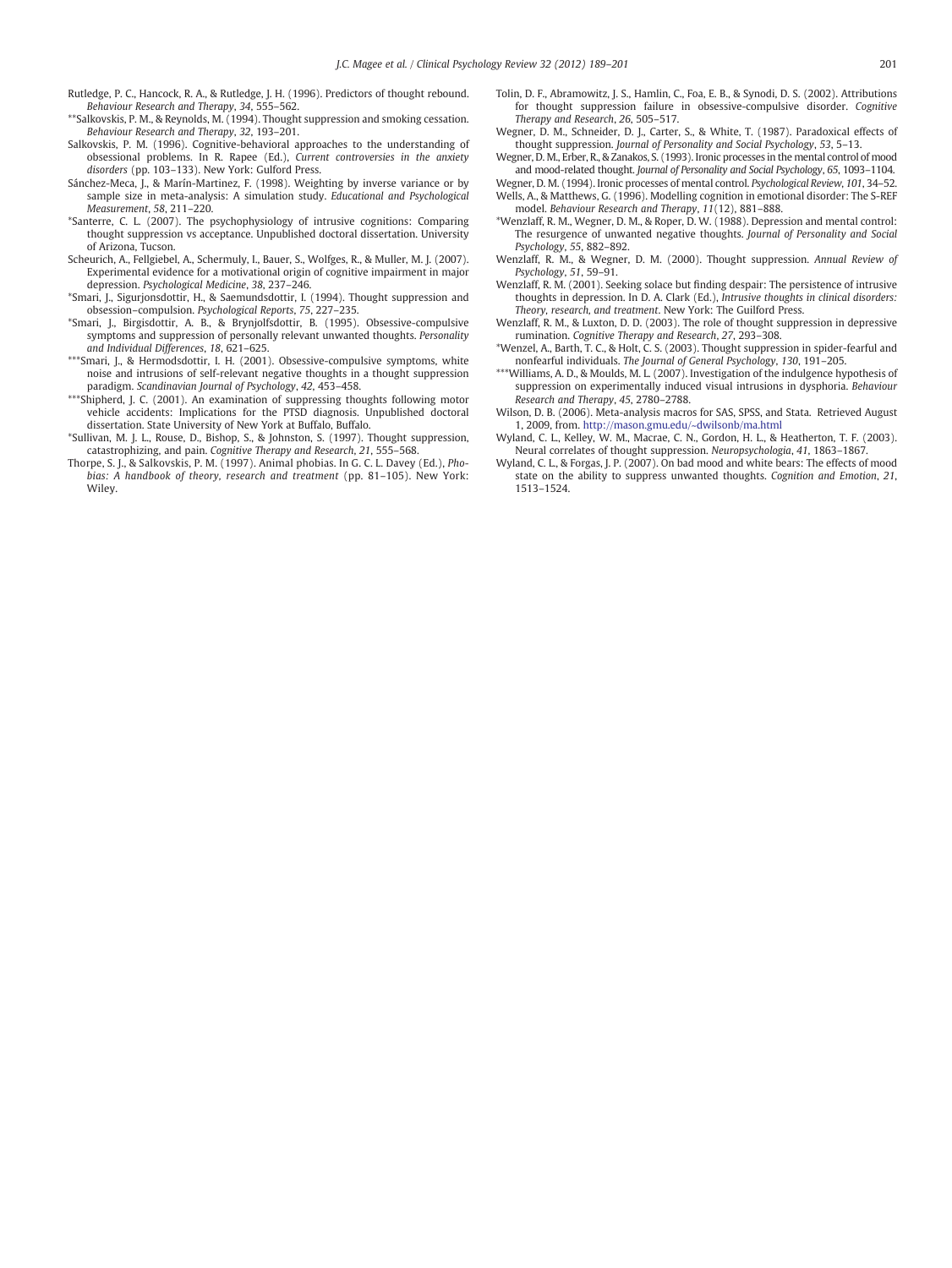Rutledge, P. C., Hancock, R. A., & Rutledge, J. H. (1996). Predictors of thought rebound. *Behaviour Research and Therapy*, *34*, 555–562.

**Salkovskis, P. M., & Reynolds, M. (1994). Thought suppression and smoking cessation. *Behaviour Research and Therapy*, *32*, 193–201.

Salkovskis, P. M. (1996). Cognitive-behavioral approaches to the understanding of obsessional problems. In R. Rapee (Ed.), *Current controversies in the anxiety disorders* (pp. 103–133). New York: Gulford Press.

Sánchez-Meca, J., & Marín-Martinez, F. (1998). Weighting by inverse variance or by sample size in meta-analysis: A simulation study. *Educational and Psychological Measurement*, *58*, 211–220.

*Santerre, C. L. (2007). The psychophysiology of intrusive cognitions: Comparing thought suppression vs acceptance. Unpublished doctoral dissertation. University of Arizona, Tucson.

Scheurich, A., Fellgiebel, A., Schermuly, I., Bauer, S., Wolfges, R., & Muller, M. J. (2007). Experimental evidence for a motivational origin of cognitive impairment in major depression. *Psychological Medicine*, *38*, 237–246.

*Smari, J., Sigurjonsdottir, H., & Saemundsdottir, I. (1994). Thought suppression and obsession–compulsion. *Psychological Reports*, *75*, 227–235.

*Smari, J., Birgisdottir, A. B., & Brynjolfsdottir, B. (1995). Obsessive-compulsive symptoms and suppression of personally relevant unwanted thoughts. *Personality and Individual Differences*, *18*, 621–625.

***Smari, J., & Hermodsdottir, I. H. (2001). Obsessive-compulsive symptoms, white noise and intrusions of self-relevant negative thoughts in a thought suppression paradigm. *Scandinavian Journal of Psychology*, *42*, 453–458.

***Shipherd, J. C. (2001). An examination of suppressing thoughts following motor vehicle accidents: Implications for the PTSD diagnosis. Unpublished doctoral dissertation. State University of New York at Buffalo, Buffalo.

*Sullivan, M. J. L., Rouse, D., Bishop, S., & Johnston, S. (1997). Thought suppression, catastrophizing, and pain. *Cognitive Therapy and Research*, *21*, 555–568.

Thorpe, S. J., & Salkovskis, P. M. (1997). Animal phobias. In G. C. L. Davey (Ed.), *Phobias: A handbook of theory, research and treatment* (pp. 81–105). New York: Wiley.

Tolin, D. F., Abramowitz, J. S., Hamlin, C., Foa, E. B., & Synodi, D. S. (2002). Attributions for thought suppression failure in obsessive-compulsive disorder. *Cognitive Therapy and Research*, *26*, 505–517.

Wegner, D. M., Schneider, D. J., Carter, S., & White, T. (1987). Paradoxical effects of thought suppression. *Journal of Personality and Social Psychology*, *53*, 5–13.

Wegner, D. M., Erber, R., & Zanakos, S. (1993). Ironic processes in the mental control of mood and mood-related thought. *Journal of Personality and Social Psychology*, *65*, 1093–1104.

Wegner, D. M. (1994). Ironic processes of mental control. *Psychological Review*, *101*, 34–52.

Wells, A., & Matthews, G. (1996). Modelling cognition in emotional disorder: The S-REF model. *Behaviour Research and Therapy*, *11*(12), 881–888.

*Wenzlaff, R. M., Wegner, D. M., & Roper, D. W. (1988). Depression and mental control: The resurgence of unwanted negative thoughts. *Journal of Personality and Social Psychology*, *55*, 882–892.

Wenzlaff, R. M., & Wegner, D. M. (2000). Thought suppression. *Annual Review of Psychology*, *51*, 59–91.

Wenzlaff, R. M. (2001). Seeking solace but finding despair: The persistence of intrusive thoughts in depression. In D. A. Clark (Ed.), *Intrusive thoughts in clinical disorders: Theory, research, and treatment*. New York: The Guilford Press.

Wenzlaff, R. M., & Luxton, D. D. (2003). The role of thought suppression in depressive rumination. *Cognitive Therapy and Research*, *27*, 293–308.

*Wenzel, A., Barth, T. C., & Holt, C. S. (2003). Thought suppression in spider-fearful and nonfearful individuals. *The Journal of General Psychology*, *130*, 191–205.

***Williams, A. D., & Moulds, M. L. (2007). Investigation of the indulgence hypothesis of suppression on experimentally induced visual intrusions in dysphoria. *Behaviour Research and Therapy*, *45*, 2780–2788.

Wilson, D. B. (2006). Meta-analysis macros for SAS, SPSS, and Stata. Retrieved August 1, 2009, from. http://mason.gmu.edu/~dwilsonb/ma.html

Wyland, C. L., Kelley, W. M., Macrae, C. N., Gordon, H. L., & Heatherton, T. F. (2003). Neural correlates of thought suppression. *Neuropsychologia*, *41*, 1863–1867.

Wyland, C. L., & Forgas, J. P. (2007). On bad mood and white bears: The effects of mood state on the ability to suppress unwanted thoughts. *Cognition and Emotion*, *21*, 1513–1524.